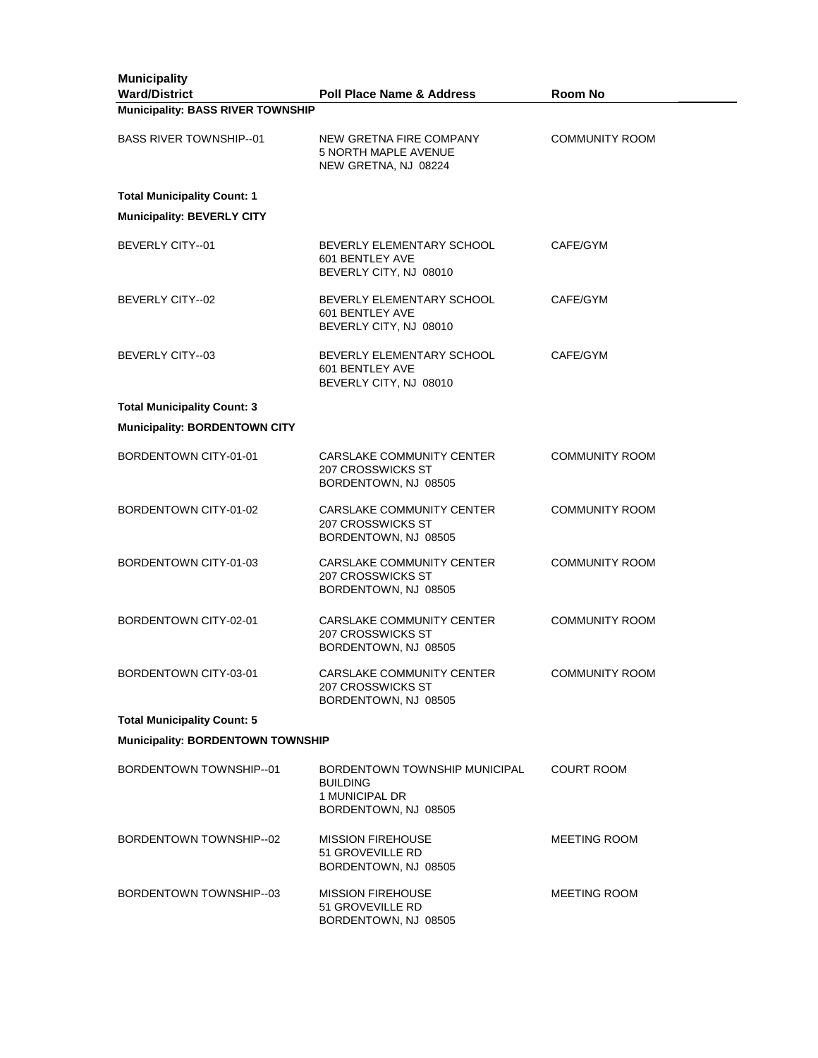| Municipality Ward/District | Poll Place Name & Address | Room No |
|---|---|---|
| **Municipality: BASS RIVER TOWNSHIP** | | |
| BASS RIVER TOWNSHIP--01 | NEW GRETNA FIRE COMPANY<br>5 NORTH MAPLE AVENUE<br>NEW GRETNA, NJ 08224 | COMMUNITY ROOM |
| **Total Municipality Count: 1** | | |
| **Municipality: BEVERLY CITY** | | |
| BEVERLY CITY--01 | BEVERLY ELEMENTARY SCHOOL<br>601 BENTLEY AVE<br>BEVERLY CITY, NJ 08010 | CAFE/GYM |
| BEVERLY CITY--02 | BEVERLY ELEMENTARY SCHOOL<br>601 BENTLEY AVE<br>BEVERLY CITY, NJ 08010 | CAFE/GYM |
| BEVERLY CITY--03 | BEVERLY ELEMENTARY SCHOOL<br>601 BENTLEY AVE<br>BEVERLY CITY, NJ 08010 | CAFE/GYM |
| **Total Municipality Count: 3** | | |
| **Municipality: BORDENTOWN CITY** | | |
| BORDENTOWN CITY-01-01 | CARSLAKE COMMUNITY CENTER<br>207 CROSSWICKS ST<br>BORDENTOWN, NJ 08505 | COMMUNITY ROOM |
| BORDENTOWN CITY-01-02 | CARSLAKE COMMUNITY CENTER<br>207 CROSSWICKS ST<br>BORDENTOWN, NJ 08505 | COMMUNITY ROOM |
| BORDENTOWN CITY-01-03 | CARSLAKE COMMUNITY CENTER<br>207 CROSSWICKS ST<br>BORDENTOWN, NJ 08505 | COMMUNITY ROOM |
| BORDENTOWN CITY-02-01 | CARSLAKE COMMUNITY CENTER<br>207 CROSSWICKS ST<br>BORDENTOWN, NJ 08505 | COMMUNITY ROOM |
| BORDENTOWN CITY-03-01 | CARSLAKE COMMUNITY CENTER<br>207 CROSSWICKS ST<br>BORDENTOWN, NJ 08505 | COMMUNITY ROOM |
| **Total Municipality Count: 5** | | |
| **Municipality: BORDENTOWN TOWNSHIP** | | |
| BORDENTOWN TOWNSHIP--01 | BORDENTOWN TOWNSHIP MUNICIPAL BUILDING<br>1 MUNICIPAL DR<br>BORDENTOWN, NJ 08505 | COURT ROOM |
| BORDENTOWN TOWNSHIP--02 | MISSION FIREHOUSE<br>51 GROVEVILLE RD<br>BORDENTOWN, NJ 08505 | MEETING ROOM |
| BORDENTOWN TOWNSHIP--03 | MISSION FIREHOUSE<br>51 GROVEVILLE RD<br>BORDENTOWN, NJ 08505 | MEETING ROOM |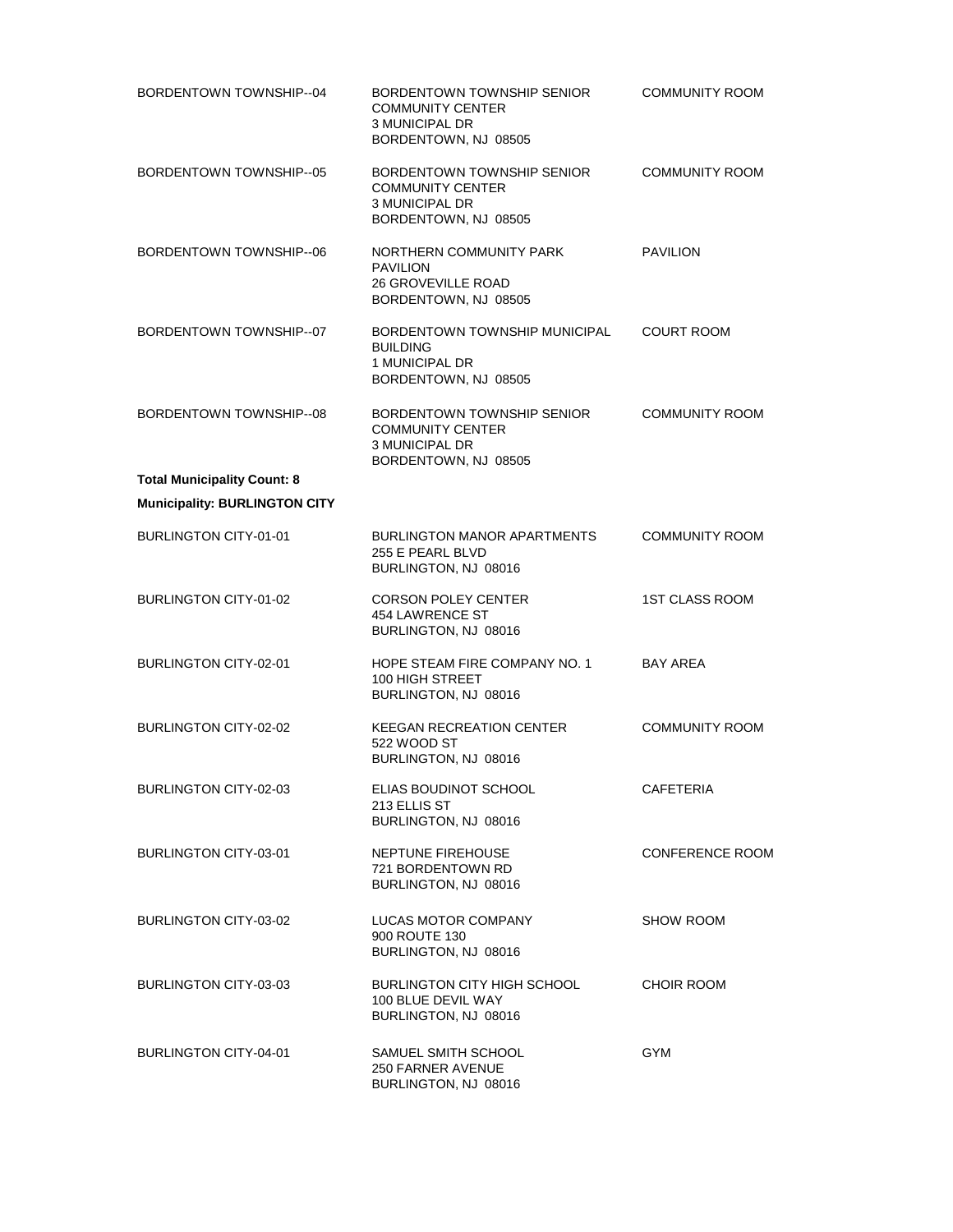| | | |
|---|---|---|
| BORDENTOWN TOWNSHIP--04 | BORDENTOWN TOWNSHIP SENIOR COMMUNITY CENTER<br>3 MUNICIPAL DR<br>BORDENTOWN, NJ 08505 | COMMUNITY ROOM |
| BORDENTOWN TOWNSHIP--05 | BORDENTOWN TOWNSHIP SENIOR COMMUNITY CENTER<br>3 MUNICIPAL DR<br>BORDENTOWN, NJ 08505 | COMMUNITY ROOM |
| BORDENTOWN TOWNSHIP--06 | NORTHERN COMMUNITY PARK PAVILION<br>26 GROVEVILLE ROAD<br>BORDENTOWN, NJ 08505 | PAVILION |
| BORDENTOWN TOWNSHIP--07 | BORDENTOWN TOWNSHIP MUNICIPAL BUILDING<br>1 MUNICIPAL DR<br>BORDENTOWN, NJ 08505 | COURT ROOM |
| BORDENTOWN TOWNSHIP--08 | BORDENTOWN TOWNSHIP SENIOR COMMUNITY CENTER<br>3 MUNICIPAL DR<br>BORDENTOWN, NJ 08505 | COMMUNITY ROOM |

**Total Municipality Count: 8**

**Municipality: BURLINGTON CITY**

| | | |
|---|---|---|
| BURLINGTON CITY-01-01 | BURLINGTON MANOR APARTMENTS<br>255 E PEARL BLVD<br>BURLINGTON, NJ 08016 | COMMUNITY ROOM |
| BURLINGTON CITY-01-02 | CORSON POLEY CENTER<br>454 LAWRENCE ST<br>BURLINGTON, NJ 08016 | 1ST CLASS ROOM |
| BURLINGTON CITY-02-01 | HOPE STEAM FIRE COMPANY NO. 1<br>100 HIGH STREET<br>BURLINGTON, NJ 08016 | BAY AREA |
| BURLINGTON CITY-02-02 | KEEGAN RECREATION CENTER<br>522 WOOD ST<br>BURLINGTON, NJ 08016 | COMMUNITY ROOM |
| BURLINGTON CITY-02-03 | ELIAS BOUDINOT SCHOOL<br>213 ELLIS ST<br>BURLINGTON, NJ 08016 | CAFETERIA |
| BURLINGTON CITY-03-01 | NEPTUNE FIREHOUSE<br>721 BORDENTOWN RD<br>BURLINGTON, NJ 08016 | CONFERENCE ROOM |
| BURLINGTON CITY-03-02 | LUCAS MOTOR COMPANY<br>900 ROUTE 130<br>BURLINGTON, NJ 08016 | SHOW ROOM |
| BURLINGTON CITY-03-03 | BURLINGTON CITY HIGH SCHOOL<br>100 BLUE DEVIL WAY<br>BURLINGTON, NJ 08016 | CHOIR ROOM |
| BURLINGTON CITY-04-01 | SAMUEL SMITH SCHOOL<br>250 FARNER AVENUE<br>BURLINGTON, NJ 08016 | GYM |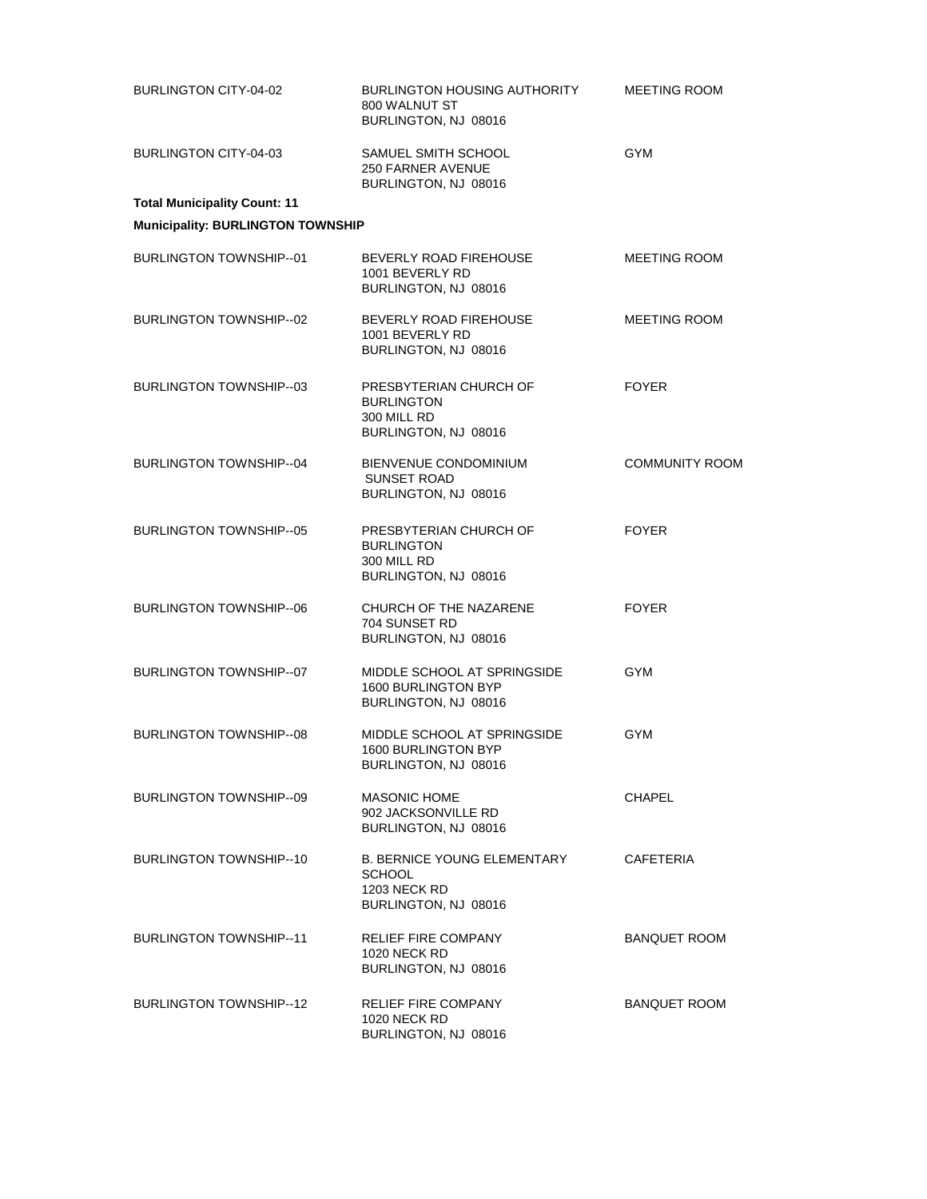| | | |
|---|---|---|
| BURLINGTON CITY-04-02 | BURLINGTON HOUSING AUTHORITY<br>800 WALNUT ST<br>BURLINGTON, NJ 08016 | MEETING ROOM |
| BURLINGTON CITY-04-03 | SAMUEL SMITH SCHOOL<br>250 FARNER AVENUE<br>BURLINGTON, NJ 08016 | GYM |

**Total Municipality Count: 11**

**Municipality: BURLINGTON TOWNSHIP**

| | | |
|---|---|---|
| BURLINGTON TOWNSHIP--01 | BEVERLY ROAD FIREHOUSE<br>1001 BEVERLY RD<br>BURLINGTON, NJ 08016 | MEETING ROOM |
| BURLINGTON TOWNSHIP--02 | BEVERLY ROAD FIREHOUSE<br>1001 BEVERLY RD<br>BURLINGTON, NJ 08016 | MEETING ROOM |
| BURLINGTON TOWNSHIP--03 | PRESBYTERIAN CHURCH OF BURLINGTON<br>300 MILL RD<br>BURLINGTON, NJ 08016 | FOYER |
| BURLINGTON TOWNSHIP--04 | BIENVENUE CONDOMINIUM<br>SUNSET ROAD<br>BURLINGTON, NJ 08016 | COMMUNITY ROOM |
| BURLINGTON TOWNSHIP--05 | PRESBYTERIAN CHURCH OF BURLINGTON<br>300 MILL RD<br>BURLINGTON, NJ 08016 | FOYER |
| BURLINGTON TOWNSHIP--06 | CHURCH OF THE NAZARENE<br>704 SUNSET RD<br>BURLINGTON, NJ 08016 | FOYER |
| BURLINGTON TOWNSHIP--07 | MIDDLE SCHOOL AT SPRINGSIDE<br>1600 BURLINGTON BYP<br>BURLINGTON, NJ 08016 | GYM |
| BURLINGTON TOWNSHIP--08 | MIDDLE SCHOOL AT SPRINGSIDE<br>1600 BURLINGTON BYP<br>BURLINGTON, NJ 08016 | GYM |
| BURLINGTON TOWNSHIP--09 | MASONIC HOME<br>902 JACKSONVILLE RD<br>BURLINGTON, NJ 08016 | CHAPEL |
| BURLINGTON TOWNSHIP--10 | B. BERNICE YOUNG ELEMENTARY SCHOOL<br>1203 NECK RD<br>BURLINGTON, NJ 08016 | CAFETERIA |
| BURLINGTON TOWNSHIP--11 | RELIEF FIRE COMPANY<br>1020 NECK RD<br>BURLINGTON, NJ 08016 | BANQUET ROOM |
| BURLINGTON TOWNSHIP--12 | RELIEF FIRE COMPANY<br>1020 NECK RD<br>BURLINGTON, NJ 08016 | BANQUET ROOM |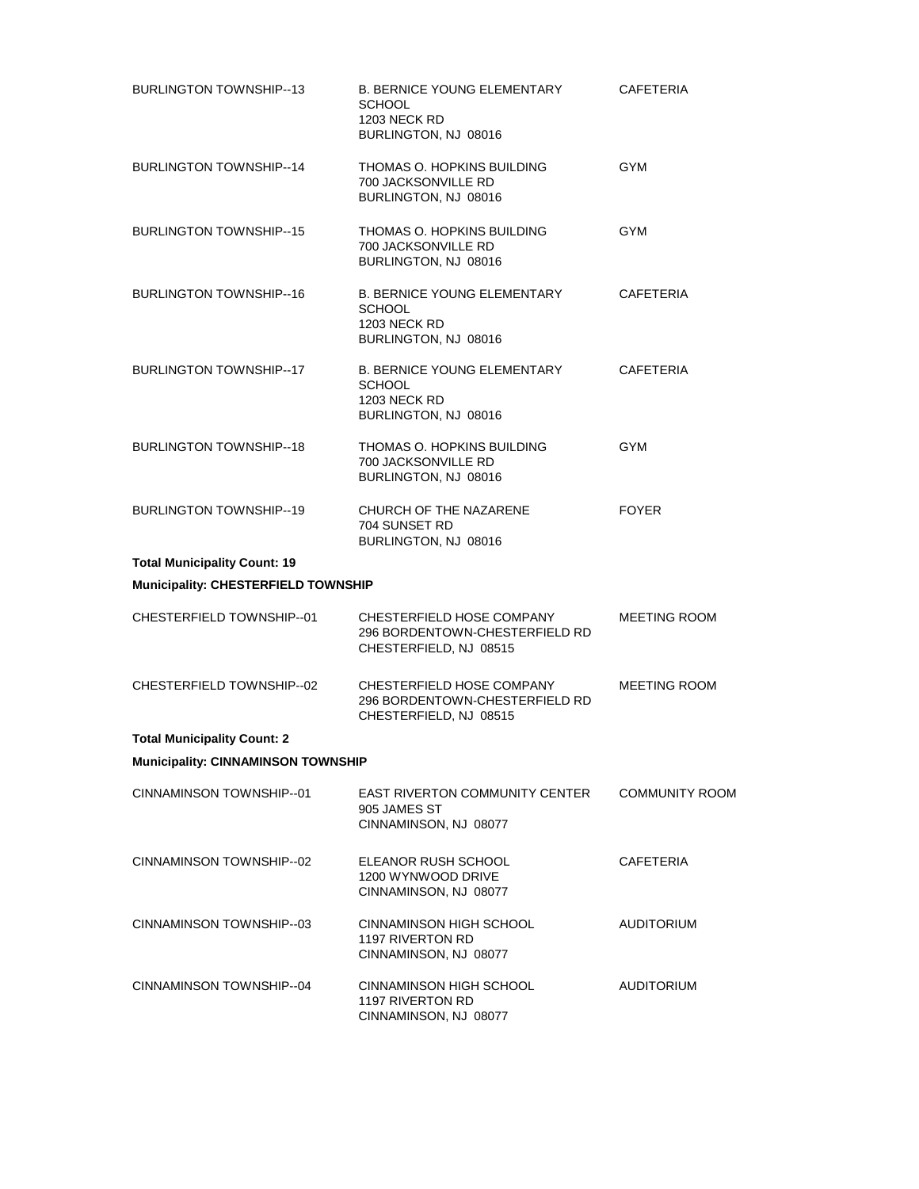| | | |
|---|---|---|
| BURLINGTON TOWNSHIP--13 | B. BERNICE YOUNG ELEMENTARY SCHOOL<br>1203 NECK RD<br>BURLINGTON, NJ 08016 | CAFETERIA |
| BURLINGTON TOWNSHIP--14 | THOMAS O. HOPKINS BUILDING<br>700 JACKSONVILLE RD<br>BURLINGTON, NJ 08016 | GYM |
| BURLINGTON TOWNSHIP--15 | THOMAS O. HOPKINS BUILDING<br>700 JACKSONVILLE RD<br>BURLINGTON, NJ 08016 | GYM |
| BURLINGTON TOWNSHIP--16 | B. BERNICE YOUNG ELEMENTARY SCHOOL<br>1203 NECK RD<br>BURLINGTON, NJ 08016 | CAFETERIA |
| BURLINGTON TOWNSHIP--17 | B. BERNICE YOUNG ELEMENTARY SCHOOL<br>1203 NECK RD<br>BURLINGTON, NJ 08016 | CAFETERIA |
| BURLINGTON TOWNSHIP--18 | THOMAS O. HOPKINS BUILDING<br>700 JACKSONVILLE RD<br>BURLINGTON, NJ 08016 | GYM |
| BURLINGTON TOWNSHIP--19 | CHURCH OF THE NAZARENE<br>704 SUNSET RD<br>BURLINGTON, NJ 08016 | FOYER |

**Total Municipality Count: 19**

**Municipality: CHESTERFIELD TOWNSHIP**

| | | |
|---|---|---|
| CHESTERFIELD TOWNSHIP--01 | CHESTERFIELD HOSE COMPANY<br>296 BORDENTOWN-CHESTERFIELD RD<br>CHESTERFIELD, NJ 08515 | MEETING ROOM |
| CHESTERFIELD TOWNSHIP--02 | CHESTERFIELD HOSE COMPANY<br>296 BORDENTOWN-CHESTERFIELD RD<br>CHESTERFIELD, NJ 08515 | MEETING ROOM |

**Total Municipality Count: 2**

**Municipality: CINNAMINSON TOWNSHIP**

| | | |
|---|---|---|
| CINNAMINSON TOWNSHIP--01 | EAST RIVERTON COMMUNITY CENTER<br>905 JAMES ST<br>CINNAMINSON, NJ 08077 | COMMUNITY ROOM |
| CINNAMINSON TOWNSHIP--02 | ELEANOR RUSH SCHOOL<br>1200 WYNWOOD DRIVE<br>CINNAMINSON, NJ 08077 | CAFETERIA |
| CINNAMINSON TOWNSHIP--03 | CINNAMINSON HIGH SCHOOL<br>1197 RIVERTON RD<br>CINNAMINSON, NJ 08077 | AUDITORIUM |
| CINNAMINSON TOWNSHIP--04 | CINNAMINSON HIGH SCHOOL<br>1197 RIVERTON RD<br>CINNAMINSON, NJ 08077 | AUDITORIUM |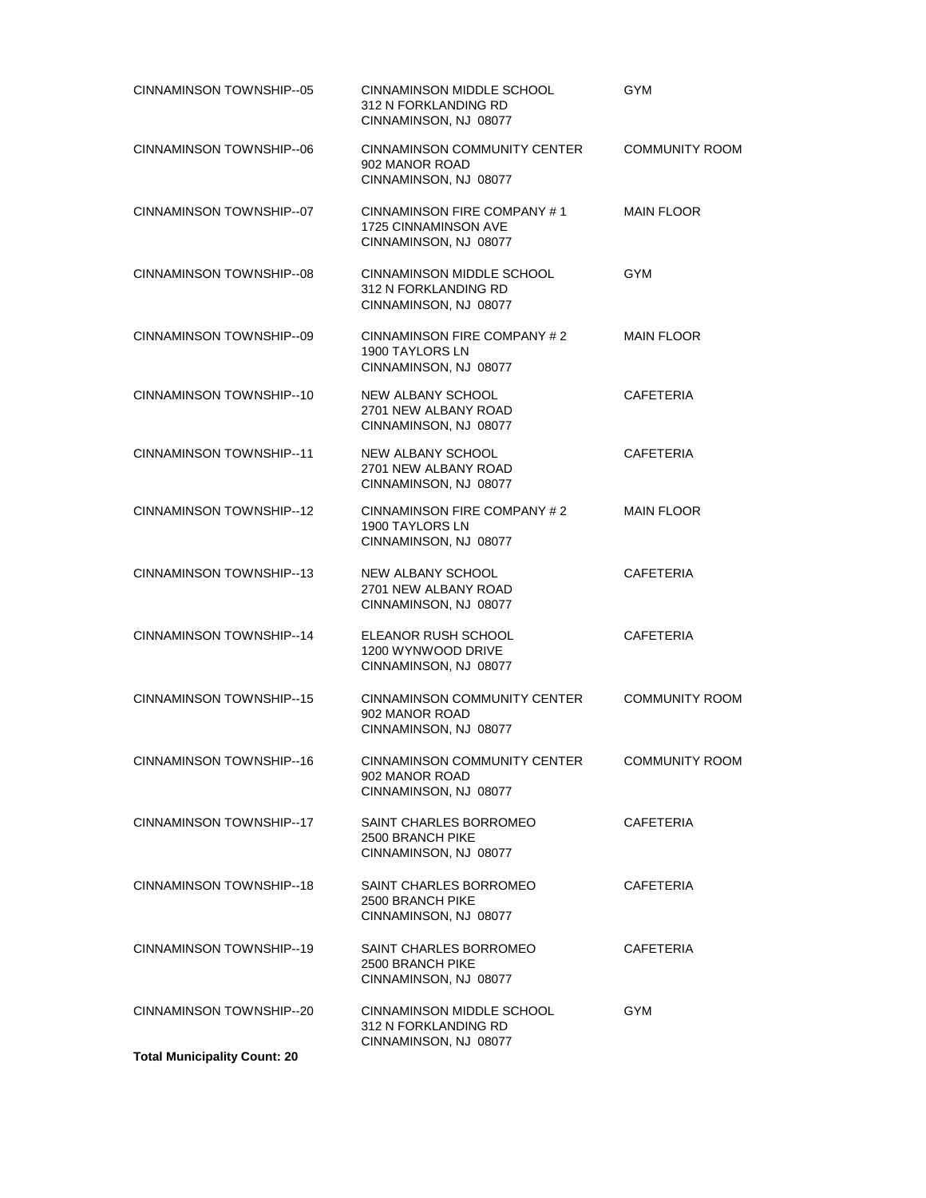| | | |
|---|---|---|
| CINNAMINSON TOWNSHIP--05 | CINNAMINSON MIDDLE SCHOOL<br>312 N FORKLANDING RD<br>CINNAMINSON, NJ 08077 | GYM |
| CINNAMINSON TOWNSHIP--06 | CINNAMINSON COMMUNITY CENTER<br>902 MANOR ROAD<br>CINNAMINSON, NJ 08077 | COMMUNITY ROOM |
| CINNAMINSON TOWNSHIP--07 | CINNAMINSON FIRE COMPANY # 1<br>1725 CINNAMINSON AVE<br>CINNAMINSON, NJ 08077 | MAIN FLOOR |
| CINNAMINSON TOWNSHIP--08 | CINNAMINSON MIDDLE SCHOOL<br>312 N FORKLANDING RD<br>CINNAMINSON, NJ 08077 | GYM |
| CINNAMINSON TOWNSHIP--09 | CINNAMINSON FIRE COMPANY # 2<br>1900 TAYLORS LN<br>CINNAMINSON, NJ 08077 | MAIN FLOOR |
| CINNAMINSON TOWNSHIP--10 | NEW ALBANY SCHOOL<br>2701 NEW ALBANY ROAD<br>CINNAMINSON, NJ 08077 | CAFETERIA |
| CINNAMINSON TOWNSHIP--11 | NEW ALBANY SCHOOL<br>2701 NEW ALBANY ROAD<br>CINNAMINSON, NJ 08077 | CAFETERIA |
| CINNAMINSON TOWNSHIP--12 | CINNAMINSON FIRE COMPANY # 2<br>1900 TAYLORS LN<br>CINNAMINSON, NJ 08077 | MAIN FLOOR |
| CINNAMINSON TOWNSHIP--13 | NEW ALBANY SCHOOL<br>2701 NEW ALBANY ROAD<br>CINNAMINSON, NJ 08077 | CAFETERIA |
| CINNAMINSON TOWNSHIP--14 | ELEANOR RUSH SCHOOL<br>1200 WYNWOOD DRIVE<br>CINNAMINSON, NJ 08077 | CAFETERIA |
| CINNAMINSON TOWNSHIP--15 | CINNAMINSON COMMUNITY CENTER<br>902 MANOR ROAD<br>CINNAMINSON, NJ 08077 | COMMUNITY ROOM |
| CINNAMINSON TOWNSHIP--16 | CINNAMINSON COMMUNITY CENTER<br>902 MANOR ROAD<br>CINNAMINSON, NJ 08077 | COMMUNITY ROOM |
| CINNAMINSON TOWNSHIP--17 | SAINT CHARLES BORROMEO<br>2500 BRANCH PIKE<br>CINNAMINSON, NJ 08077 | CAFETERIA |
| CINNAMINSON TOWNSHIP--18 | SAINT CHARLES BORROMEO<br>2500 BRANCH PIKE<br>CINNAMINSON, NJ 08077 | CAFETERIA |
| CINNAMINSON TOWNSHIP--19 | SAINT CHARLES BORROMEO<br>2500 BRANCH PIKE<br>CINNAMINSON, NJ 08077 | CAFETERIA |
| CINNAMINSON TOWNSHIP--20 | CINNAMINSON MIDDLE SCHOOL<br>312 N FORKLANDING RD<br>CINNAMINSON, NJ 08077 | GYM |

**Total Municipality Count: 20**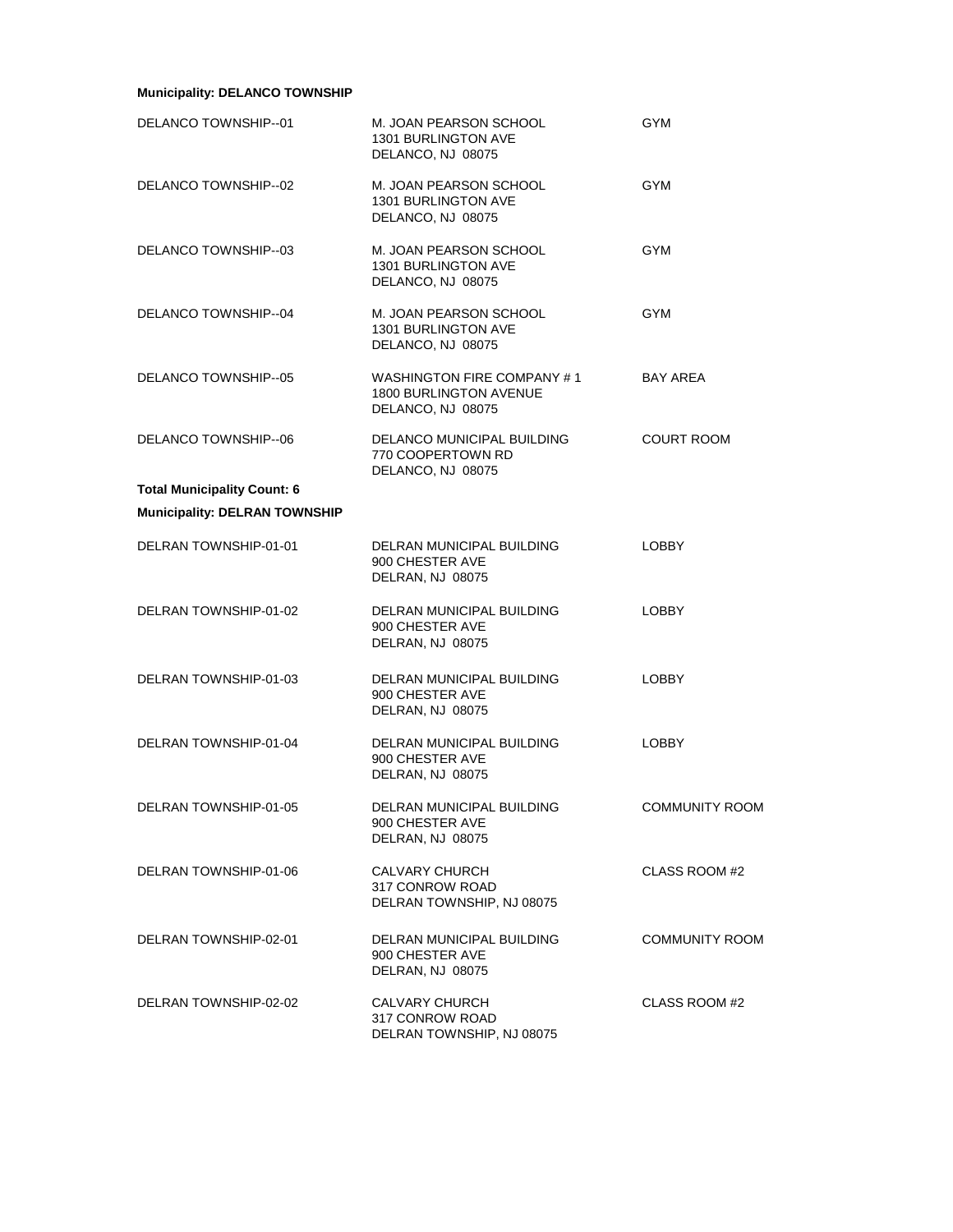**Municipality: DELANCO TOWNSHIP**

| | | |
|---|---|---|
| DELANCO TOWNSHIP--01 | M. JOAN PEARSON SCHOOL<br>1301 BURLINGTON AVE<br>DELANCO, NJ 08075 | GYM |
| DELANCO TOWNSHIP--02 | M. JOAN PEARSON SCHOOL<br>1301 BURLINGTON AVE<br>DELANCO, NJ 08075 | GYM |
| DELANCO TOWNSHIP--03 | M. JOAN PEARSON SCHOOL<br>1301 BURLINGTON AVE<br>DELANCO, NJ 08075 | GYM |
| DELANCO TOWNSHIP--04 | M. JOAN PEARSON SCHOOL<br>1301 BURLINGTON AVE<br>DELANCO, NJ 08075 | GYM |
| DELANCO TOWNSHIP--05 | WASHINGTON FIRE COMPANY # 1<br>1800 BURLINGTON AVENUE<br>DELANCO, NJ 08075 | BAY AREA |
| DELANCO TOWNSHIP--06 | DELANCO MUNICIPAL BUILDING<br>770 COOPERTOWN RD<br>DELANCO, NJ 08075 | COURT ROOM |

**Total Municipality Count: 6**

**Municipality: DELRAN TOWNSHIP**

| | | |
|---|---|---|
| DELRAN TOWNSHIP-01-01 | DELRAN MUNICIPAL BUILDING<br>900 CHESTER AVE<br>DELRAN, NJ 08075 | LOBBY |
| DELRAN TOWNSHIP-01-02 | DELRAN MUNICIPAL BUILDING<br>900 CHESTER AVE<br>DELRAN, NJ 08075 | LOBBY |
| DELRAN TOWNSHIP-01-03 | DELRAN MUNICIPAL BUILDING<br>900 CHESTER AVE<br>DELRAN, NJ 08075 | LOBBY |
| DELRAN TOWNSHIP-01-04 | DELRAN MUNICIPAL BUILDING<br>900 CHESTER AVE<br>DELRAN, NJ 08075 | LOBBY |
| DELRAN TOWNSHIP-01-05 | DELRAN MUNICIPAL BUILDING<br>900 CHESTER AVE<br>DELRAN, NJ 08075 | COMMUNITY ROOM |
| DELRAN TOWNSHIP-01-06 | CALVARY CHURCH<br>317 CONROW ROAD<br>DELRAN TOWNSHIP, NJ 08075 | CLASS ROOM #2 |
| DELRAN TOWNSHIP-02-01 | DELRAN MUNICIPAL BUILDING<br>900 CHESTER AVE<br>DELRAN, NJ 08075 | COMMUNITY ROOM |
| DELRAN TOWNSHIP-02-02 | CALVARY CHURCH<br>317 CONROW ROAD<br>DELRAN TOWNSHIP, NJ 08075 | CLASS ROOM #2 |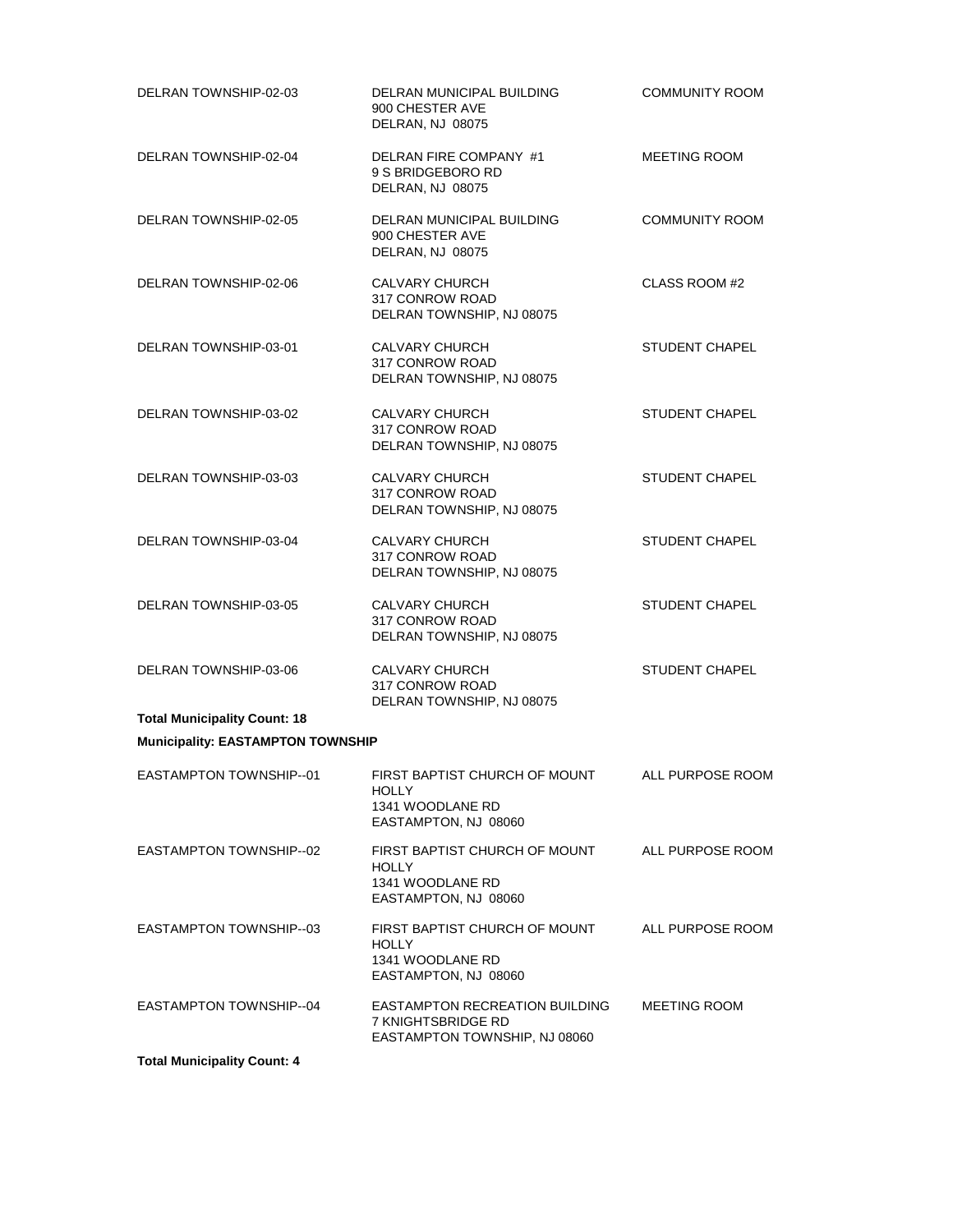| | | |
|---|---|---|
| DELRAN TOWNSHIP-02-03 | DELRAN MUNICIPAL BUILDING<br>900 CHESTER AVE<br>DELRAN, NJ 08075 | COMMUNITY ROOM |
| DELRAN TOWNSHIP-02-04 | DELRAN FIRE COMPANY #1<br>9 S BRIDGEBORO RD<br>DELRAN, NJ 08075 | MEETING ROOM |
| DELRAN TOWNSHIP-02-05 | DELRAN MUNICIPAL BUILDING<br>900 CHESTER AVE<br>DELRAN, NJ 08075 | COMMUNITY ROOM |
| DELRAN TOWNSHIP-02-06 | CALVARY CHURCH<br>317 CONROW ROAD<br>DELRAN TOWNSHIP, NJ 08075 | CLASS ROOM #2 |
| DELRAN TOWNSHIP-03-01 | CALVARY CHURCH<br>317 CONROW ROAD<br>DELRAN TOWNSHIP, NJ 08075 | STUDENT CHAPEL |
| DELRAN TOWNSHIP-03-02 | CALVARY CHURCH<br>317 CONROW ROAD<br>DELRAN TOWNSHIP, NJ 08075 | STUDENT CHAPEL |
| DELRAN TOWNSHIP-03-03 | CALVARY CHURCH<br>317 CONROW ROAD<br>DELRAN TOWNSHIP, NJ 08075 | STUDENT CHAPEL |
| DELRAN TOWNSHIP-03-04 | CALVARY CHURCH<br>317 CONROW ROAD<br>DELRAN TOWNSHIP, NJ 08075 | STUDENT CHAPEL |
| DELRAN TOWNSHIP-03-05 | CALVARY CHURCH<br>317 CONROW ROAD<br>DELRAN TOWNSHIP, NJ 08075 | STUDENT CHAPEL |
| DELRAN TOWNSHIP-03-06 | CALVARY CHURCH<br>317 CONROW ROAD<br>DELRAN TOWNSHIP, NJ 08075 | STUDENT CHAPEL |

**Total Municipality Count: 18**

**Municipality: EASTAMPTON TOWNSHIP**

| | | |
|---|---|---|
| EASTAMPTON TOWNSHIP--01 | FIRST BAPTIST CHURCH OF MOUNT HOLLY<br>1341 WOODLANE RD<br>EASTAMPTON, NJ 08060 | ALL PURPOSE ROOM |
| EASTAMPTON TOWNSHIP--02 | FIRST BAPTIST CHURCH OF MOUNT HOLLY<br>1341 WOODLANE RD<br>EASTAMPTON, NJ 08060 | ALL PURPOSE ROOM |
| EASTAMPTON TOWNSHIP--03 | FIRST BAPTIST CHURCH OF MOUNT HOLLY<br>1341 WOODLANE RD<br>EASTAMPTON, NJ 08060 | ALL PURPOSE ROOM |
| EASTAMPTON TOWNSHIP--04 | EASTAMPTON RECREATION BUILDING<br>7 KNIGHTSBRIDGE RD<br>EASTAMPTON TOWNSHIP, NJ 08060 | MEETING ROOM |

**Total Municipality Count: 4**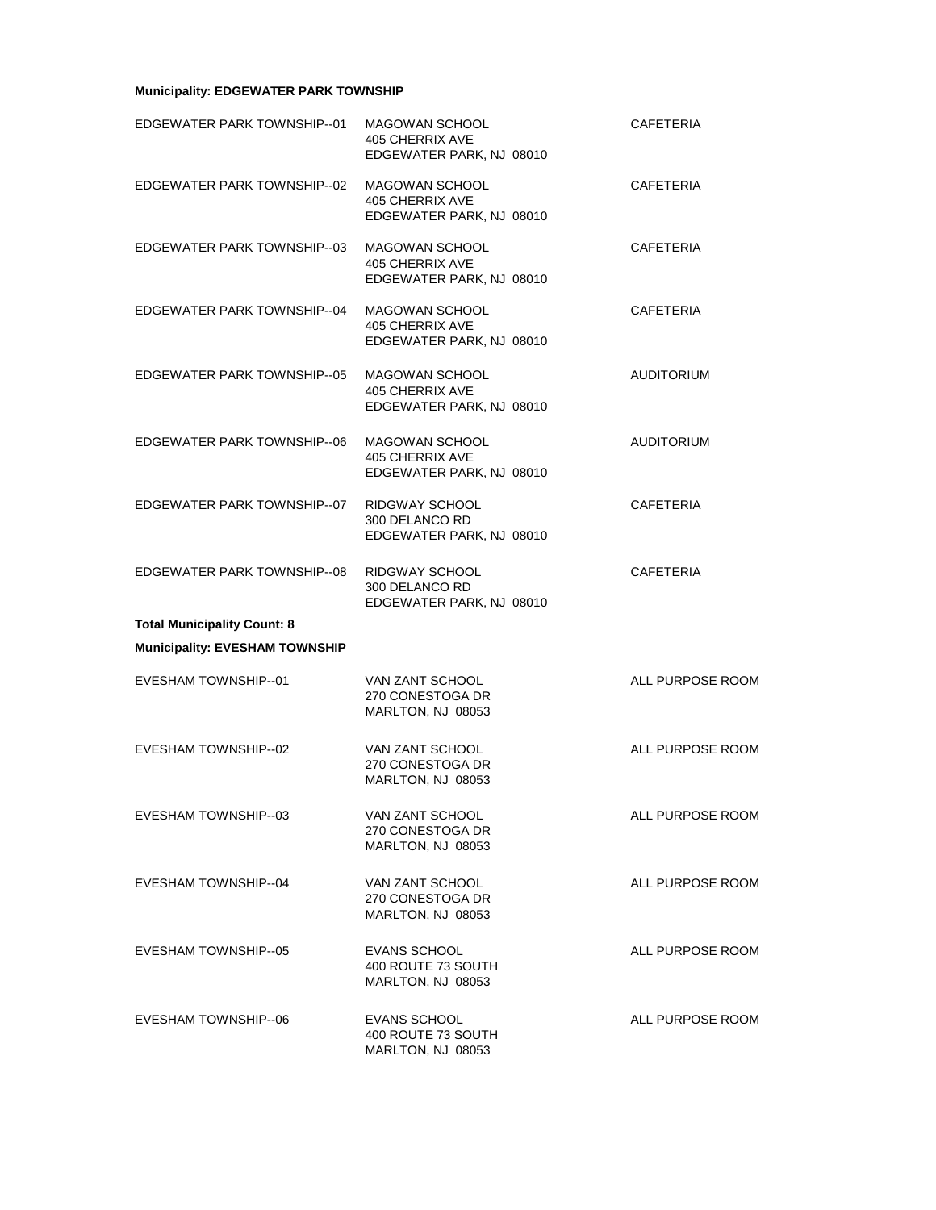**Municipality: EDGEWATER PARK TOWNSHIP**

| District | Polling Place | Location |
|---|---|---|
| EDGEWATER PARK TOWNSHIP--01 | MAGOWAN SCHOOL<br>405 CHERRIX AVE<br>EDGEWATER PARK, NJ 08010 | CAFETERIA |
| EDGEWATER PARK TOWNSHIP--02 | MAGOWAN SCHOOL<br>405 CHERRIX AVE<br>EDGEWATER PARK, NJ 08010 | CAFETERIA |
| EDGEWATER PARK TOWNSHIP--03 | MAGOWAN SCHOOL<br>405 CHERRIX AVE<br>EDGEWATER PARK, NJ 08010 | CAFETERIA |
| EDGEWATER PARK TOWNSHIP--04 | MAGOWAN SCHOOL<br>405 CHERRIX AVE<br>EDGEWATER PARK, NJ 08010 | CAFETERIA |
| EDGEWATER PARK TOWNSHIP--05 | MAGOWAN SCHOOL<br>405 CHERRIX AVE<br>EDGEWATER PARK, NJ 08010 | AUDITORIUM |
| EDGEWATER PARK TOWNSHIP--06 | MAGOWAN SCHOOL<br>405 CHERRIX AVE<br>EDGEWATER PARK, NJ 08010 | AUDITORIUM |
| EDGEWATER PARK TOWNSHIP--07 | RIDGWAY SCHOOL<br>300 DELANCO RD<br>EDGEWATER PARK, NJ 08010 | CAFETERIA |
| EDGEWATER PARK TOWNSHIP--08 | RIDGWAY SCHOOL<br>300 DELANCO RD<br>EDGEWATER PARK, NJ 08010 | CAFETERIA |

**Total Municipality Count: 8**

**Municipality: EVESHAM TOWNSHIP**

| District | Polling Place | Location |
|---|---|---|
| EVESHAM TOWNSHIP--01 | VAN ZANT SCHOOL<br>270 CONESTOGA DR<br>MARLTON, NJ 08053 | ALL PURPOSE ROOM |
| EVESHAM TOWNSHIP--02 | VAN ZANT SCHOOL<br>270 CONESTOGA DR<br>MARLTON, NJ 08053 | ALL PURPOSE ROOM |
| EVESHAM TOWNSHIP--03 | VAN ZANT SCHOOL<br>270 CONESTOGA DR<br>MARLTON, NJ 08053 | ALL PURPOSE ROOM |
| EVESHAM TOWNSHIP--04 | VAN ZANT SCHOOL<br>270 CONESTOGA DR<br>MARLTON, NJ 08053 | ALL PURPOSE ROOM |
| EVESHAM TOWNSHIP--05 | EVANS SCHOOL<br>400 ROUTE 73 SOUTH<br>MARLTON, NJ 08053 | ALL PURPOSE ROOM |
| EVESHAM TOWNSHIP--06 | EVANS SCHOOL<br>400 ROUTE 73 SOUTH<br>MARLTON, NJ 08053 | ALL PURPOSE ROOM |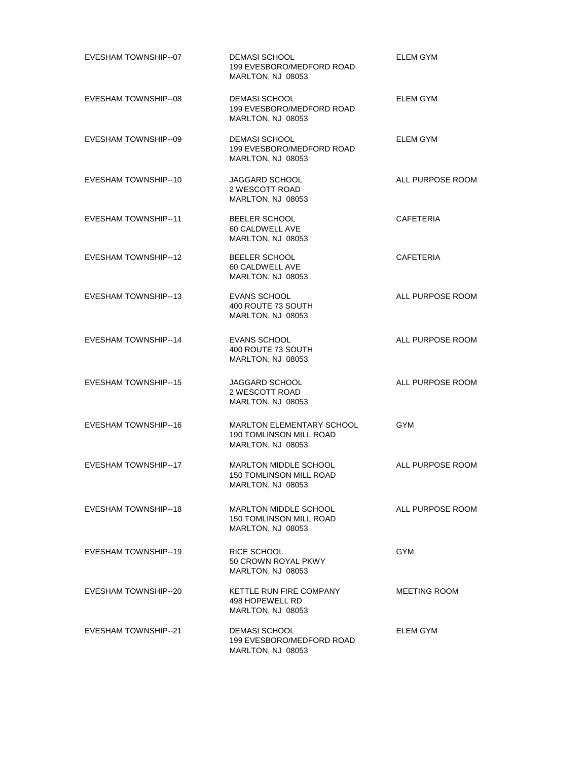| | | |
|---|---|---|
| EVESHAM TOWNSHIP--07 | DEMASI SCHOOL<br>199 EVESBORO/MEDFORD ROAD<br>MARLTON, NJ 08053 | ELEM GYM |
| EVESHAM TOWNSHIP--08 | DEMASI SCHOOL<br>199 EVESBORO/MEDFORD ROAD<br>MARLTON, NJ 08053 | ELEM GYM |
| EVESHAM TOWNSHIP--09 | DEMASI SCHOOL<br>199 EVESBORO/MEDFORD ROAD<br>MARLTON, NJ 08053 | ELEM GYM |
| EVESHAM TOWNSHIP--10 | JAGGARD SCHOOL<br>2 WESCOTT ROAD<br>MARLTON, NJ 08053 | ALL PURPOSE ROOM |
| EVESHAM TOWNSHIP--11 | BEELER SCHOOL<br>60 CALDWELL AVE<br>MARLTON, NJ 08053 | CAFETERIA |
| EVESHAM TOWNSHIP--12 | BEELER SCHOOL<br>60 CALDWELL AVE<br>MARLTON, NJ 08053 | CAFETERIA |
| EVESHAM TOWNSHIP--13 | EVANS SCHOOL<br>400 ROUTE 73 SOUTH<br>MARLTON, NJ 08053 | ALL PURPOSE ROOM |
| EVESHAM TOWNSHIP--14 | EVANS SCHOOL<br>400 ROUTE 73 SOUTH<br>MARLTON, NJ 08053 | ALL PURPOSE ROOM |
| EVESHAM TOWNSHIP--15 | JAGGARD SCHOOL<br>2 WESCOTT ROAD<br>MARLTON, NJ 08053 | ALL PURPOSE ROOM |
| EVESHAM TOWNSHIP--16 | MARLTON ELEMENTARY SCHOOL<br>190 TOMLINSON MILL ROAD<br>MARLTON, NJ 08053 | GYM |
| EVESHAM TOWNSHIP--17 | MARLTON MIDDLE SCHOOL<br>150 TOMLINSON MILL ROAD<br>MARLTON, NJ 08053 | ALL PURPOSE ROOM |
| EVESHAM TOWNSHIP--18 | MARLTON MIDDLE SCHOOL<br>150 TOMLINSON MILL ROAD<br>MARLTON, NJ 08053 | ALL PURPOSE ROOM |
| EVESHAM TOWNSHIP--19 | RICE SCHOOL<br>50 CROWN ROYAL PKWY<br>MARLTON, NJ 08053 | GYM |
| EVESHAM TOWNSHIP--20 | KETTLE RUN FIRE COMPANY<br>498 HOPEWELL RD<br>MARLTON, NJ 08053 | MEETING ROOM |
| EVESHAM TOWNSHIP--21 | DEMASI SCHOOL<br>199 EVESBORO/MEDFORD ROAD<br>MARLTON, NJ 08053 | ELEM GYM |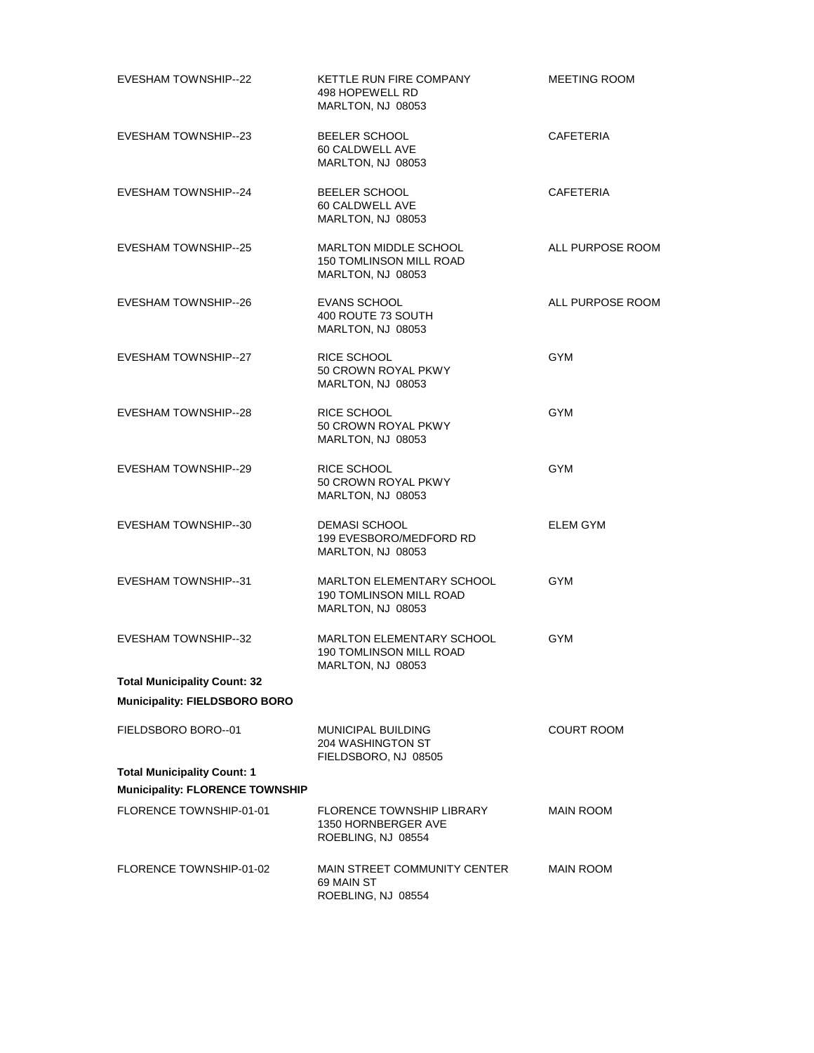| | | |
|---|---|---|
| EVESHAM TOWNSHIP--22 | KETTLE RUN FIRE COMPANY<br>498 HOPEWELL RD<br>MARLTON, NJ 08053 | MEETING ROOM |
| EVESHAM TOWNSHIP--23 | BEELER SCHOOL<br>60 CALDWELL AVE<br>MARLTON, NJ 08053 | CAFETERIA |
| EVESHAM TOWNSHIP--24 | BEELER SCHOOL<br>60 CALDWELL AVE<br>MARLTON, NJ 08053 | CAFETERIA |
| EVESHAM TOWNSHIP--25 | MARLTON MIDDLE SCHOOL<br>150 TOMLINSON MILL ROAD<br>MARLTON, NJ 08053 | ALL PURPOSE ROOM |
| EVESHAM TOWNSHIP--26 | EVANS SCHOOL<br>400 ROUTE 73 SOUTH<br>MARLTON, NJ 08053 | ALL PURPOSE ROOM |
| EVESHAM TOWNSHIP--27 | RICE SCHOOL<br>50 CROWN ROYAL PKWY<br>MARLTON, NJ 08053 | GYM |
| EVESHAM TOWNSHIP--28 | RICE SCHOOL<br>50 CROWN ROYAL PKWY<br>MARLTON, NJ 08053 | GYM |
| EVESHAM TOWNSHIP--29 | RICE SCHOOL<br>50 CROWN ROYAL PKWY<br>MARLTON, NJ 08053 | GYM |
| EVESHAM TOWNSHIP--30 | DEMASI SCHOOL<br>199 EVESBORO/MEDFORD RD<br>MARLTON, NJ 08053 | ELEM GYM |
| EVESHAM TOWNSHIP--31 | MARLTON ELEMENTARY SCHOOL<br>190 TOMLINSON MILL ROAD<br>MARLTON, NJ 08053 | GYM |
| EVESHAM TOWNSHIP--32 | MARLTON ELEMENTARY SCHOOL<br>190 TOMLINSON MILL ROAD<br>MARLTON, NJ 08053 | GYM |

**Total Municipality Count: 32**

**Municipality: FIELDSBORO BORO**

| | | |
|---|---|---|
| FIELDSBORO BORO--01 | MUNICIPAL BUILDING<br>204 WASHINGTON ST<br>FIELDSBORO, NJ 08505 | COURT ROOM |

**Total Municipality Count: 1**

**Municipality: FLORENCE TOWNSHIP**

| | | |
|---|---|---|
| FLORENCE TOWNSHIP-01-01 | FLORENCE TOWNSHIP LIBRARY<br>1350 HORNBERGER AVE<br>ROEBLING, NJ 08554 | MAIN ROOM |
| FLORENCE TOWNSHIP-01-02 | MAIN STREET COMMUNITY CENTER<br>69 MAIN ST<br>ROEBLING, NJ 08554 | MAIN ROOM |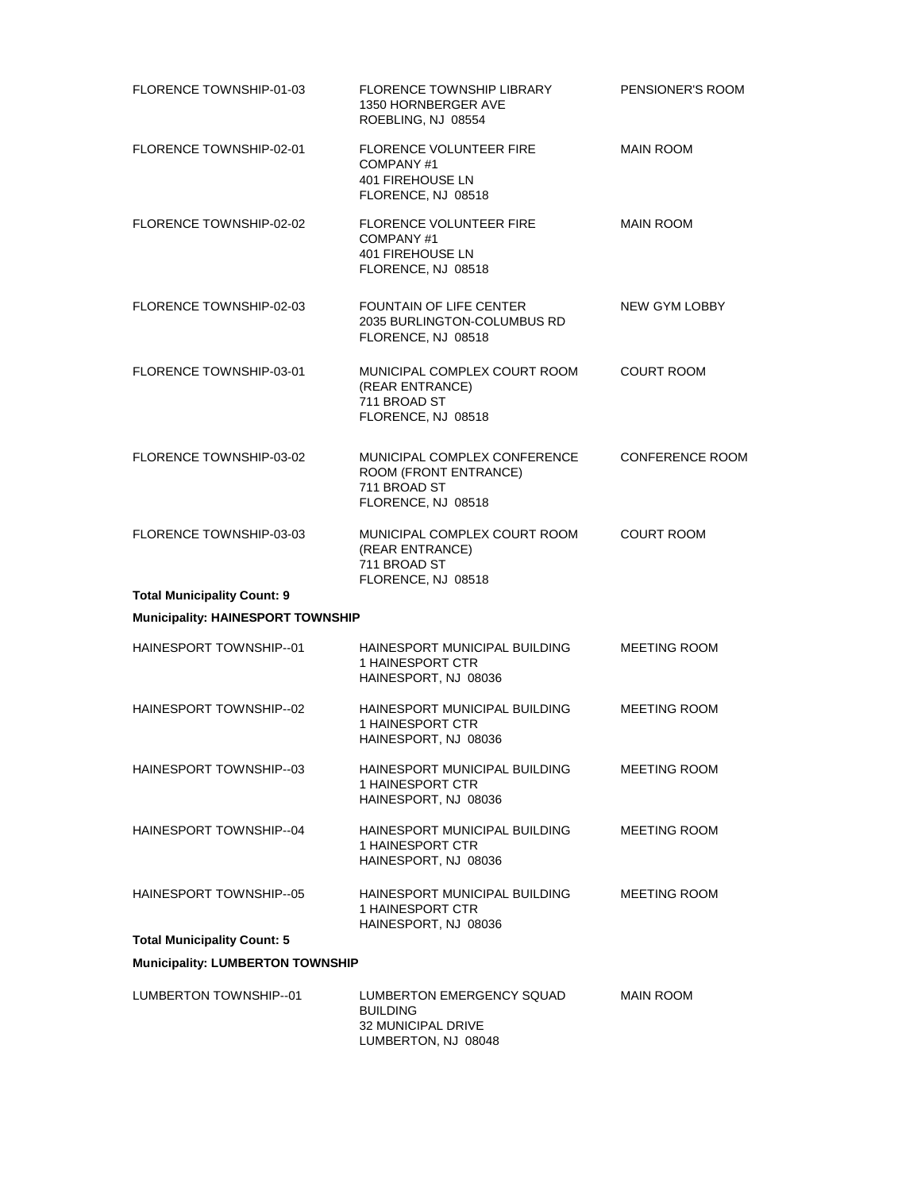| | | |
|---|---|---|
| FLORENCE TOWNSHIP-01-03 | FLORENCE TOWNSHIP LIBRARY<br>1350 HORNBERGER AVE<br>ROEBLING, NJ 08554 | PENSIONER'S ROOM |
| FLORENCE TOWNSHIP-02-01 | FLORENCE VOLUNTEER FIRE COMPANY #1<br>401 FIREHOUSE LN<br>FLORENCE, NJ 08518 | MAIN ROOM |
| FLORENCE TOWNSHIP-02-02 | FLORENCE VOLUNTEER FIRE COMPANY #1<br>401 FIREHOUSE LN<br>FLORENCE, NJ 08518 | MAIN ROOM |
| FLORENCE TOWNSHIP-02-03 | FOUNTAIN OF LIFE CENTER<br>2035 BURLINGTON-COLUMBUS RD<br>FLORENCE, NJ 08518 | NEW GYM LOBBY |
| FLORENCE TOWNSHIP-03-01 | MUNICIPAL COMPLEX COURT ROOM (REAR ENTRANCE)<br>711 BROAD ST<br>FLORENCE, NJ 08518 | COURT ROOM |
| FLORENCE TOWNSHIP-03-02 | MUNICIPAL COMPLEX CONFERENCE ROOM (FRONT ENTRANCE)<br>711 BROAD ST<br>FLORENCE, NJ 08518 | CONFERENCE ROOM |
| FLORENCE TOWNSHIP-03-03 | MUNICIPAL COMPLEX COURT ROOM (REAR ENTRANCE)<br>711 BROAD ST<br>FLORENCE, NJ 08518 | COURT ROOM |

**Total Municipality Count: 9**

**Municipality: HAINESPORT TOWNSHIP**

| | | |
|---|---|---|
| HAINESPORT TOWNSHIP--01 | HAINESPORT MUNICIPAL BUILDING<br>1 HAINESPORT CTR<br>HAINESPORT, NJ 08036 | MEETING ROOM |
| HAINESPORT TOWNSHIP--02 | HAINESPORT MUNICIPAL BUILDING<br>1 HAINESPORT CTR<br>HAINESPORT, NJ 08036 | MEETING ROOM |
| HAINESPORT TOWNSHIP--03 | HAINESPORT MUNICIPAL BUILDING<br>1 HAINESPORT CTR<br>HAINESPORT, NJ 08036 | MEETING ROOM |
| HAINESPORT TOWNSHIP--04 | HAINESPORT MUNICIPAL BUILDING<br>1 HAINESPORT CTR<br>HAINESPORT, NJ 08036 | MEETING ROOM |
| HAINESPORT TOWNSHIP--05 | HAINESPORT MUNICIPAL BUILDING<br>1 HAINESPORT CTR<br>HAINESPORT, NJ 08036 | MEETING ROOM |

**Total Municipality Count: 5**

**Municipality: LUMBERTON TOWNSHIP**

| | | |
|---|---|---|
| LUMBERTON TOWNSHIP--01 | LUMBERTON EMERGENCY SQUAD BUILDING<br>32 MUNICIPAL DRIVE<br>LUMBERTON, NJ 08048 | MAIN ROOM |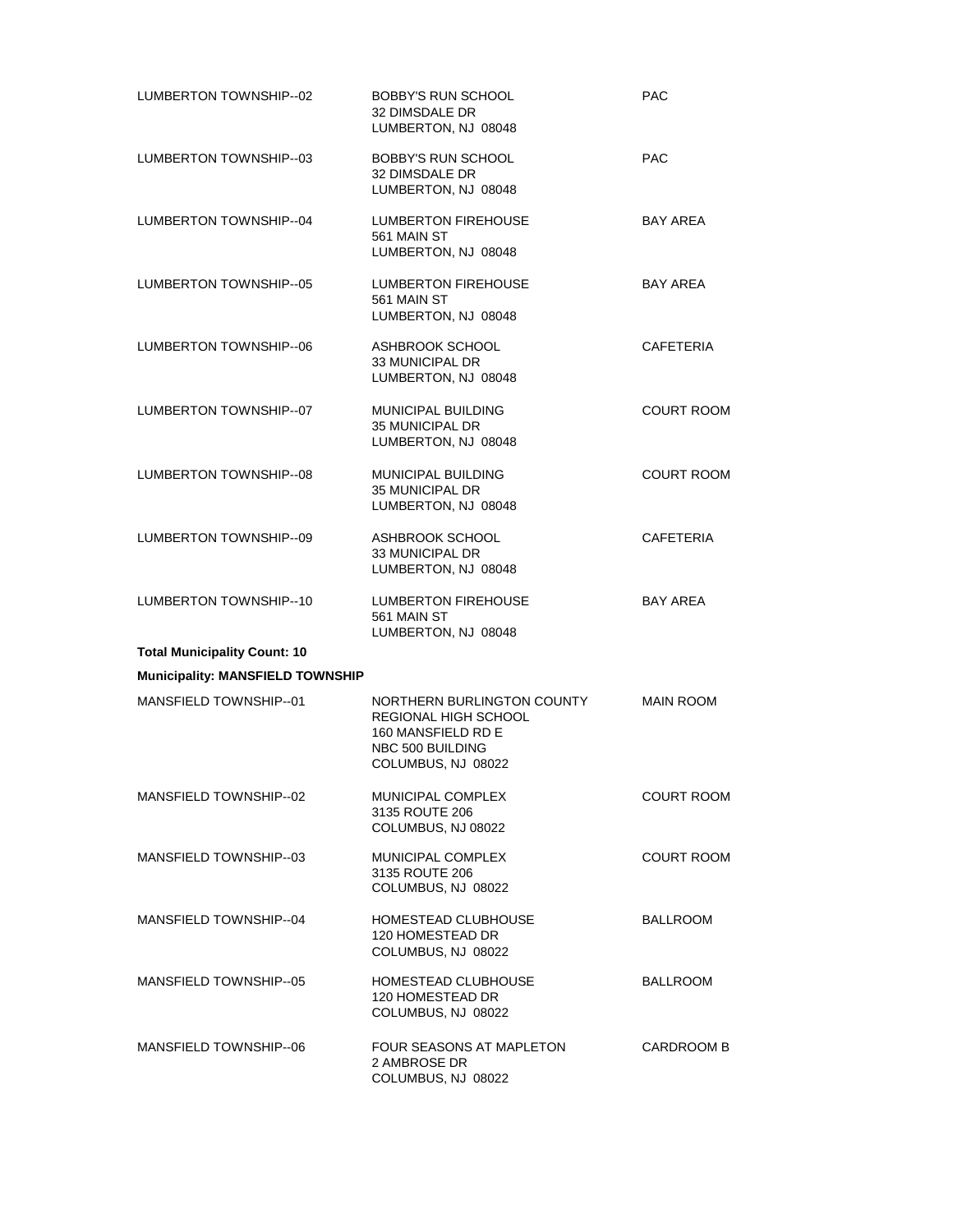| | | |
|---|---|---|
| LUMBERTON TOWNSHIP--02 | BOBBY'S RUN SCHOOL<br>32 DIMSDALE DR<br>LUMBERTON, NJ 08048 | PAC |
| LUMBERTON TOWNSHIP--03 | BOBBY'S RUN SCHOOL<br>32 DIMSDALE DR<br>LUMBERTON, NJ 08048 | PAC |
| LUMBERTON TOWNSHIP--04 | LUMBERTON FIREHOUSE<br>561 MAIN ST<br>LUMBERTON, NJ 08048 | BAY AREA |
| LUMBERTON TOWNSHIP--05 | LUMBERTON FIREHOUSE<br>561 MAIN ST<br>LUMBERTON, NJ 08048 | BAY AREA |
| LUMBERTON TOWNSHIP--06 | ASHBROOK SCHOOL<br>33 MUNICIPAL DR<br>LUMBERTON, NJ 08048 | CAFETERIA |
| LUMBERTON TOWNSHIP--07 | MUNICIPAL BUILDING<br>35 MUNICIPAL DR<br>LUMBERTON, NJ 08048 | COURT ROOM |
| LUMBERTON TOWNSHIP--08 | MUNICIPAL BUILDING<br>35 MUNICIPAL DR<br>LUMBERTON, NJ 08048 | COURT ROOM |
| LUMBERTON TOWNSHIP--09 | ASHBROOK SCHOOL<br>33 MUNICIPAL DR<br>LUMBERTON, NJ 08048 | CAFETERIA |
| LUMBERTON TOWNSHIP--10 | LUMBERTON FIREHOUSE<br>561 MAIN ST<br>LUMBERTON, NJ 08048 | BAY AREA |

**Total Municipality Count: 10**

**Municipality: MANSFIELD TOWNSHIP**

| | | |
|---|---|---|
| MANSFIELD TOWNSHIP--01 | NORTHERN BURLINGTON COUNTY<br>REGIONAL HIGH SCHOOL<br>160 MANSFIELD RD E<br>NBC 500 BUILDING<br>COLUMBUS, NJ 08022 | MAIN ROOM |
| MANSFIELD TOWNSHIP--02 | MUNICIPAL COMPLEX<br>3135 ROUTE 206<br>COLUMBUS, NJ 08022 | COURT ROOM |
| MANSFIELD TOWNSHIP--03 | MUNICIPAL COMPLEX<br>3135 ROUTE 206<br>COLUMBUS, NJ 08022 | COURT ROOM |
| MANSFIELD TOWNSHIP--04 | HOMESTEAD CLUBHOUSE<br>120 HOMESTEAD DR<br>COLUMBUS, NJ 08022 | BALLROOM |
| MANSFIELD TOWNSHIP--05 | HOMESTEAD CLUBHOUSE<br>120 HOMESTEAD DR<br>COLUMBUS, NJ 08022 | BALLROOM |
| MANSFIELD TOWNSHIP--06 | FOUR SEASONS AT MAPLETON<br>2 AMBROSE DR<br>COLUMBUS, NJ 08022 | CARDROOM B |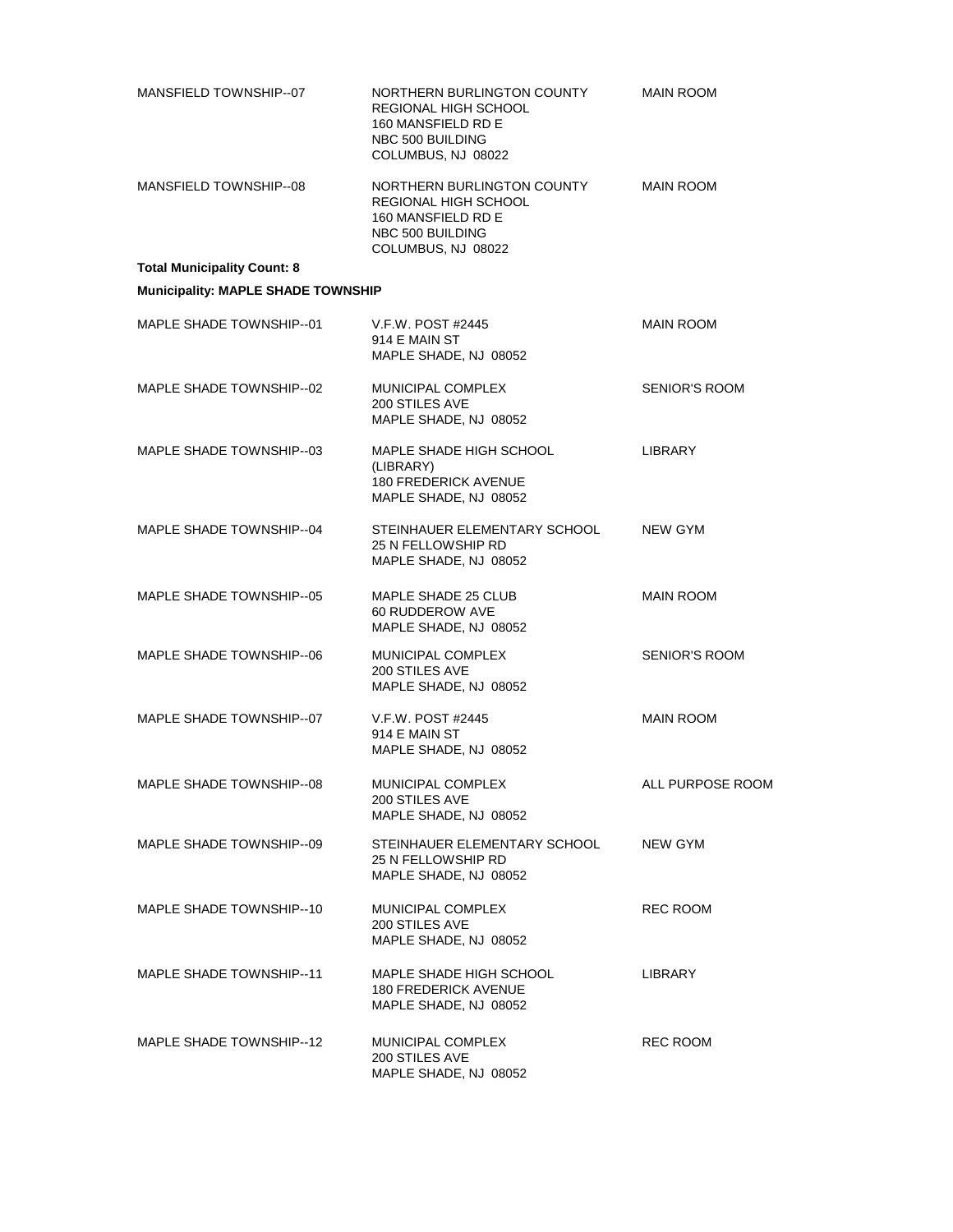| | | |
|---|---|---|
| MANSFIELD TOWNSHIP--07 | NORTHERN BURLINGTON COUNTY REGIONAL HIGH SCHOOL<br>160 MANSFIELD RD E<br>NBC 500 BUILDING<br>COLUMBUS, NJ 08022 | MAIN ROOM |
| MANSFIELD TOWNSHIP--08 | NORTHERN BURLINGTON COUNTY REGIONAL HIGH SCHOOL<br>160 MANSFIELD RD E<br>NBC 500 BUILDING<br>COLUMBUS, NJ 08022 | MAIN ROOM |

**Total Municipality Count: 8**

**Municipality: MAPLE SHADE TOWNSHIP**

| | | |
|---|---|---|
| MAPLE SHADE TOWNSHIP--01 | V.F.W. POST #2445<br>914 E MAIN ST<br>MAPLE SHADE, NJ 08052 | MAIN ROOM |
| MAPLE SHADE TOWNSHIP--02 | MUNICIPAL COMPLEX<br>200 STILES AVE<br>MAPLE SHADE, NJ 08052 | SENIOR'S ROOM |
| MAPLE SHADE TOWNSHIP--03 | MAPLE SHADE HIGH SCHOOL (LIBRARY)<br>180 FREDERICK AVENUE<br>MAPLE SHADE, NJ 08052 | LIBRARY |
| MAPLE SHADE TOWNSHIP--04 | STEINHAUER ELEMENTARY SCHOOL<br>25 N FELLOWSHIP RD<br>MAPLE SHADE, NJ 08052 | NEW GYM |
| MAPLE SHADE TOWNSHIP--05 | MAPLE SHADE 25 CLUB<br>60 RUDDEROW AVE<br>MAPLE SHADE, NJ 08052 | MAIN ROOM |
| MAPLE SHADE TOWNSHIP--06 | MUNICIPAL COMPLEX<br>200 STILES AVE<br>MAPLE SHADE, NJ 08052 | SENIOR'S ROOM |
| MAPLE SHADE TOWNSHIP--07 | V.F.W. POST #2445<br>914 E MAIN ST<br>MAPLE SHADE, NJ 08052 | MAIN ROOM |
| MAPLE SHADE TOWNSHIP--08 | MUNICIPAL COMPLEX<br>200 STILES AVE<br>MAPLE SHADE, NJ 08052 | ALL PURPOSE ROOM |
| MAPLE SHADE TOWNSHIP--09 | STEINHAUER ELEMENTARY SCHOOL<br>25 N FELLOWSHIP RD<br>MAPLE SHADE, NJ 08052 | NEW GYM |
| MAPLE SHADE TOWNSHIP--10 | MUNICIPAL COMPLEX<br>200 STILES AVE<br>MAPLE SHADE, NJ 08052 | REC ROOM |
| MAPLE SHADE TOWNSHIP--11 | MAPLE SHADE HIGH SCHOOL<br>180 FREDERICK AVENUE<br>MAPLE SHADE, NJ 08052 | LIBRARY |
| MAPLE SHADE TOWNSHIP--12 | MUNICIPAL COMPLEX<br>200 STILES AVE<br>MAPLE SHADE, NJ 08052 | REC ROOM |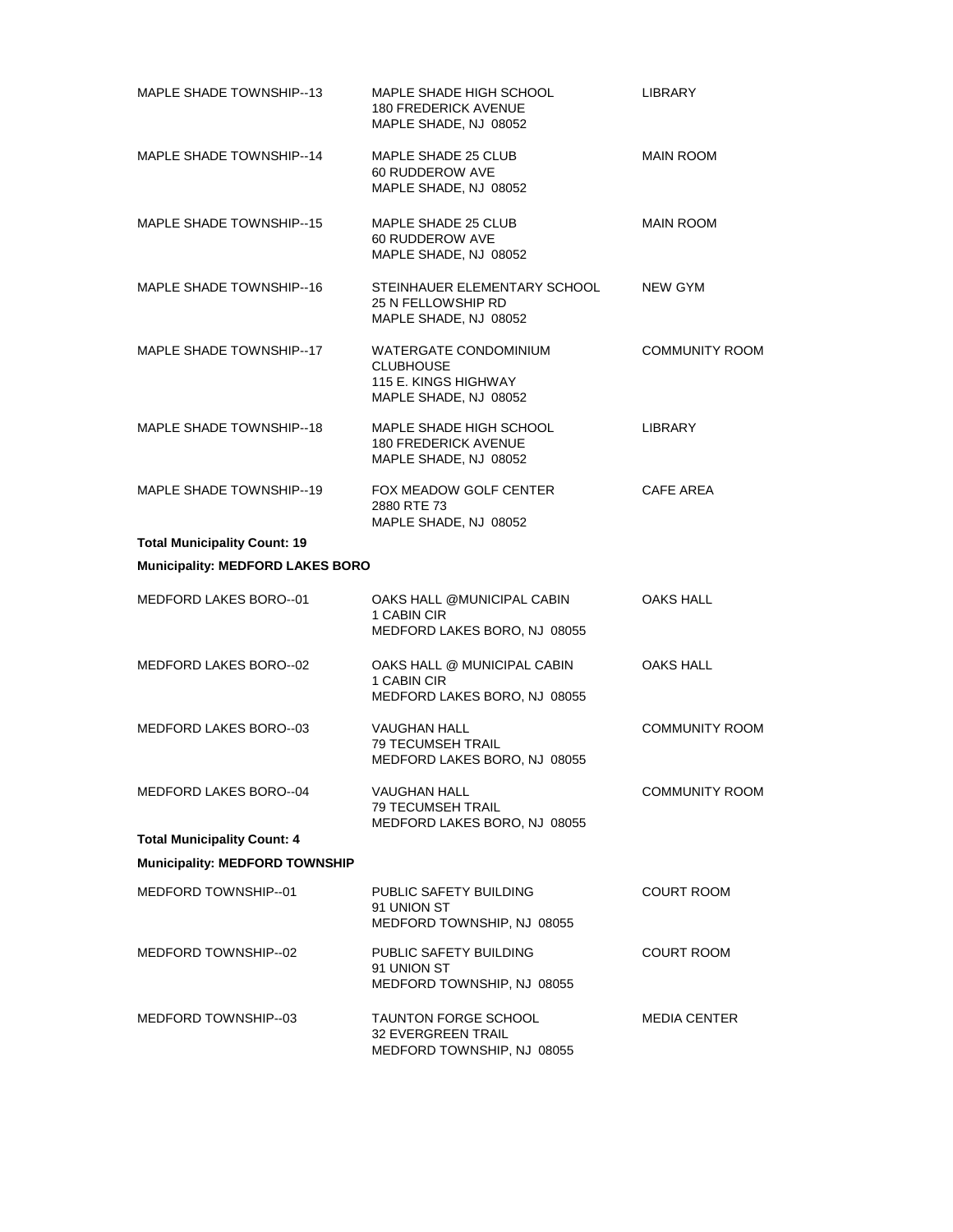| | | |
|---|---|---|
| MAPLE SHADE TOWNSHIP--13 | MAPLE SHADE HIGH SCHOOL<br>180 FREDERICK AVENUE<br>MAPLE SHADE, NJ 08052 | LIBRARY |
| MAPLE SHADE TOWNSHIP--14 | MAPLE SHADE 25 CLUB<br>60 RUDDEROW AVE<br>MAPLE SHADE, NJ 08052 | MAIN ROOM |
| MAPLE SHADE TOWNSHIP--15 | MAPLE SHADE 25 CLUB<br>60 RUDDEROW AVE<br>MAPLE SHADE, NJ 08052 | MAIN ROOM |
| MAPLE SHADE TOWNSHIP--16 | STEINHAUER ELEMENTARY SCHOOL<br>25 N FELLOWSHIP RD<br>MAPLE SHADE, NJ 08052 | NEW GYM |
| MAPLE SHADE TOWNSHIP--17 | WATERGATE CONDOMINIUM CLUBHOUSE<br>115 E. KINGS HIGHWAY<br>MAPLE SHADE, NJ 08052 | COMMUNITY ROOM |
| MAPLE SHADE TOWNSHIP--18 | MAPLE SHADE HIGH SCHOOL<br>180 FREDERICK AVENUE<br>MAPLE SHADE, NJ 08052 | LIBRARY |
| MAPLE SHADE TOWNSHIP--19 | FOX MEADOW GOLF CENTER<br>2880 RTE 73<br>MAPLE SHADE, NJ 08052 | CAFE AREA |

**Total Municipality Count: 19**

**Municipality: MEDFORD LAKES BORO**

| | | |
|---|---|---|
| MEDFORD LAKES BORO--01 | OAKS HALL @MUNICIPAL CABIN<br>1 CABIN CIR<br>MEDFORD LAKES BORO, NJ 08055 | OAKS HALL |
| MEDFORD LAKES BORO--02 | OAKS HALL @ MUNICIPAL CABIN<br>1 CABIN CIR<br>MEDFORD LAKES BORO, NJ 08055 | OAKS HALL |
| MEDFORD LAKES BORO--03 | VAUGHAN HALL<br>79 TECUMSEH TRAIL<br>MEDFORD LAKES BORO, NJ 08055 | COMMUNITY ROOM |
| MEDFORD LAKES BORO--04 | VAUGHAN HALL<br>79 TECUMSEH TRAIL<br>MEDFORD LAKES BORO, NJ 08055 | COMMUNITY ROOM |

**Total Municipality Count: 4**

**Municipality: MEDFORD TOWNSHIP**

| | | |
|---|---|---|
| MEDFORD TOWNSHIP--01 | PUBLIC SAFETY BUILDING<br>91 UNION ST<br>MEDFORD TOWNSHIP, NJ 08055 | COURT ROOM |
| MEDFORD TOWNSHIP--02 | PUBLIC SAFETY BUILDING<br>91 UNION ST<br>MEDFORD TOWNSHIP, NJ 08055 | COURT ROOM |
| MEDFORD TOWNSHIP--03 | TAUNTON FORGE SCHOOL<br>32 EVERGREEN TRAIL<br>MEDFORD TOWNSHIP, NJ 08055 | MEDIA CENTER |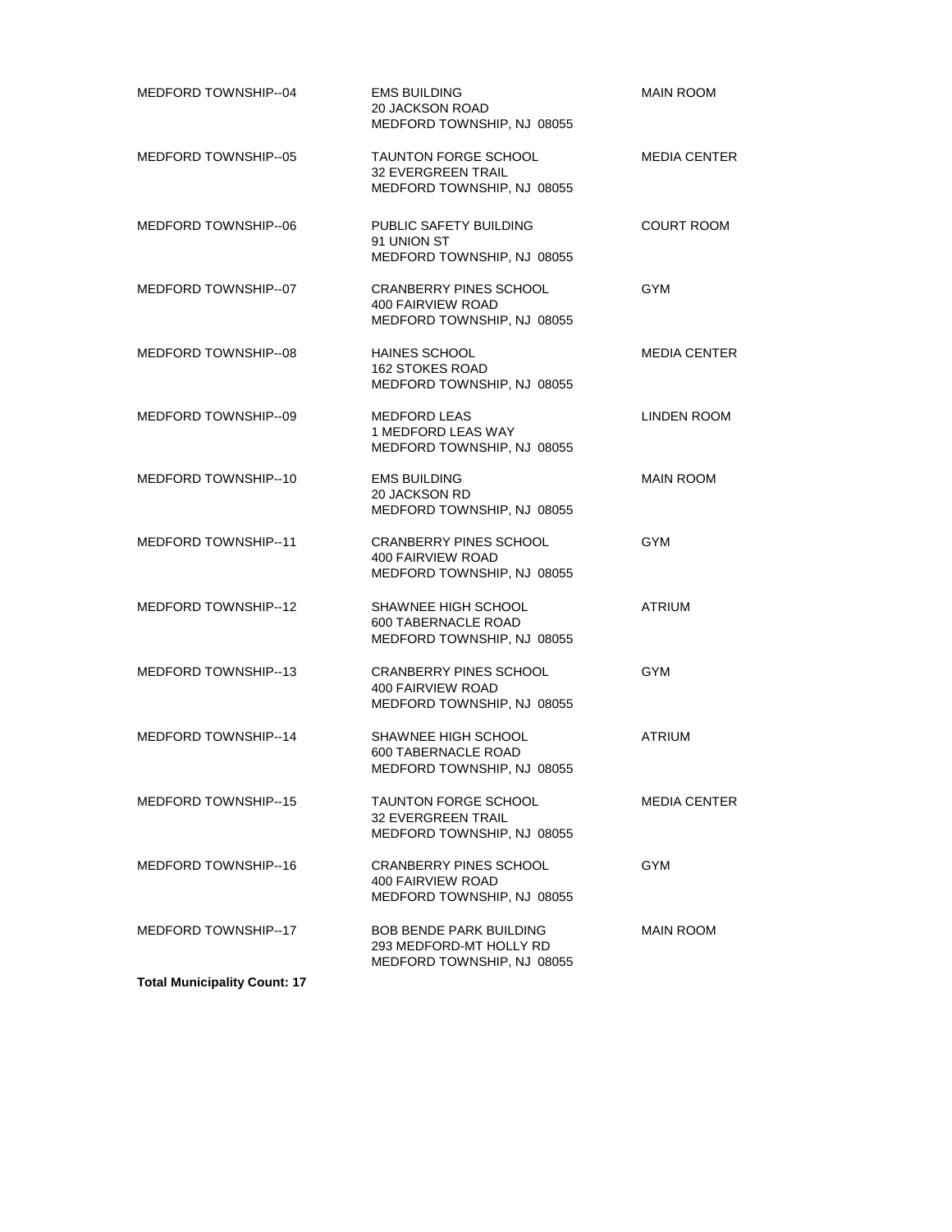| | | |
|---|---|---|
| MEDFORD TOWNSHIP--04 | EMS BUILDING<br>20 JACKSON ROAD<br>MEDFORD TOWNSHIP, NJ 08055 | MAIN ROOM |
| MEDFORD TOWNSHIP--05 | TAUNTON FORGE SCHOOL<br>32 EVERGREEN TRAIL<br>MEDFORD TOWNSHIP, NJ 08055 | MEDIA CENTER |
| MEDFORD TOWNSHIP--06 | PUBLIC SAFETY BUILDING<br>91 UNION ST<br>MEDFORD TOWNSHIP, NJ 08055 | COURT ROOM |
| MEDFORD TOWNSHIP--07 | CRANBERRY PINES SCHOOL<br>400 FAIRVIEW ROAD<br>MEDFORD TOWNSHIP, NJ 08055 | GYM |
| MEDFORD TOWNSHIP--08 | HAINES SCHOOL<br>162 STOKES ROAD<br>MEDFORD TOWNSHIP, NJ 08055 | MEDIA CENTER |
| MEDFORD TOWNSHIP--09 | MEDFORD LEAS<br>1 MEDFORD LEAS WAY<br>MEDFORD TOWNSHIP, NJ 08055 | LINDEN ROOM |
| MEDFORD TOWNSHIP--10 | EMS BUILDING<br>20 JACKSON RD<br>MEDFORD TOWNSHIP, NJ 08055 | MAIN ROOM |
| MEDFORD TOWNSHIP--11 | CRANBERRY PINES SCHOOL<br>400 FAIRVIEW ROAD<br>MEDFORD TOWNSHIP, NJ 08055 | GYM |
| MEDFORD TOWNSHIP--12 | SHAWNEE HIGH SCHOOL<br>600 TABERNACLE ROAD<br>MEDFORD TOWNSHIP, NJ 08055 | ATRIUM |
| MEDFORD TOWNSHIP--13 | CRANBERRY PINES SCHOOL<br>400 FAIRVIEW ROAD<br>MEDFORD TOWNSHIP, NJ 08055 | GYM |
| MEDFORD TOWNSHIP--14 | SHAWNEE HIGH SCHOOL<br>600 TABERNACLE ROAD<br>MEDFORD TOWNSHIP, NJ 08055 | ATRIUM |
| MEDFORD TOWNSHIP--15 | TAUNTON FORGE SCHOOL<br>32 EVERGREEN TRAIL<br>MEDFORD TOWNSHIP, NJ 08055 | MEDIA CENTER |
| MEDFORD TOWNSHIP--16 | CRANBERRY PINES SCHOOL<br>400 FAIRVIEW ROAD<br>MEDFORD TOWNSHIP, NJ 08055 | GYM |
| MEDFORD TOWNSHIP--17 | BOB BENDE PARK BUILDING<br>293 MEDFORD-MT HOLLY RD<br>MEDFORD TOWNSHIP, NJ 08055 | MAIN ROOM |

**Total Municipality Count: 17**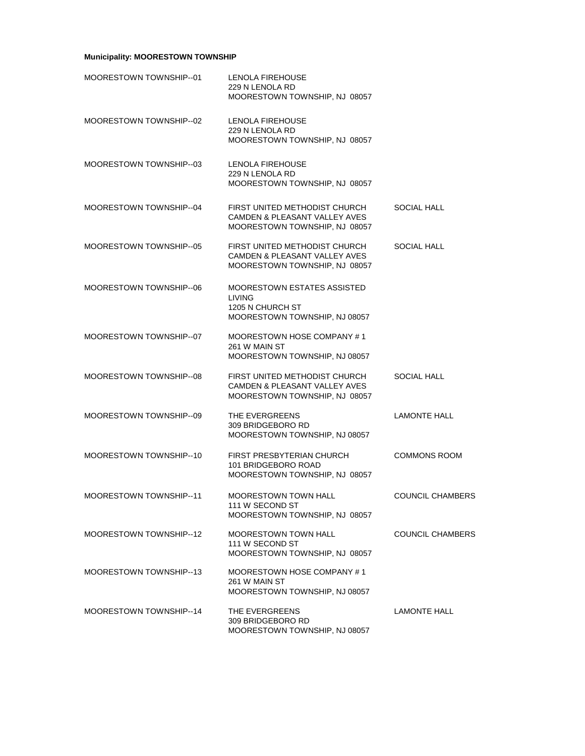**Municipality: MOORESTOWN TOWNSHIP**

| | | |
|---|---|---|
| MOORESTOWN TOWNSHIP--01 | LENOLA FIREHOUSE<br>229 N LENOLA RD<br>MOORESTOWN TOWNSHIP, NJ 08057 | |
| MOORESTOWN TOWNSHIP--02 | LENOLA FIREHOUSE<br>229 N LENOLA RD<br>MOORESTOWN TOWNSHIP, NJ 08057 | |
| MOORESTOWN TOWNSHIP--03 | LENOLA FIREHOUSE<br>229 N LENOLA RD<br>MOORESTOWN TOWNSHIP, NJ 08057 | |
| MOORESTOWN TOWNSHIP--04 | FIRST UNITED METHODIST CHURCH<br>CAMDEN & PLEASANT VALLEY AVES<br>MOORESTOWN TOWNSHIP, NJ 08057 | SOCIAL HALL |
| MOORESTOWN TOWNSHIP--05 | FIRST UNITED METHODIST CHURCH<br>CAMDEN & PLEASANT VALLEY AVES<br>MOORESTOWN TOWNSHIP, NJ 08057 | SOCIAL HALL |
| MOORESTOWN TOWNSHIP--06 | MOORESTOWN ESTATES ASSISTED LIVING<br>1205 N CHURCH ST<br>MOORESTOWN TOWNSHIP, NJ 08057 | |
| MOORESTOWN TOWNSHIP--07 | MOORESTOWN HOSE COMPANY # 1<br>261 W MAIN ST<br>MOORESTOWN TOWNSHIP, NJ 08057 | |
| MOORESTOWN TOWNSHIP--08 | FIRST UNITED METHODIST CHURCH<br>CAMDEN & PLEASANT VALLEY AVES<br>MOORESTOWN TOWNSHIP, NJ 08057 | SOCIAL HALL |
| MOORESTOWN TOWNSHIP--09 | THE EVERGREENS<br>309 BRIDGEBORO RD<br>MOORESTOWN TOWNSHIP, NJ 08057 | LAMONTE HALL |
| MOORESTOWN TOWNSHIP--10 | FIRST PRESBYTERIAN CHURCH<br>101 BRIDGEBORO ROAD<br>MOORESTOWN TOWNSHIP, NJ 08057 | COMMONS ROOM |
| MOORESTOWN TOWNSHIP--11 | MOORESTOWN TOWN HALL<br>111 W SECOND ST<br>MOORESTOWN TOWNSHIP, NJ 08057 | COUNCIL CHAMBERS |
| MOORESTOWN TOWNSHIP--12 | MOORESTOWN TOWN HALL<br>111 W SECOND ST<br>MOORESTOWN TOWNSHIP, NJ 08057 | COUNCIL CHAMBERS |
| MOORESTOWN TOWNSHIP--13 | MOORESTOWN HOSE COMPANY # 1<br>261 W MAIN ST<br>MOORESTOWN TOWNSHIP, NJ 08057 | |
| MOORESTOWN TOWNSHIP--14 | THE EVERGREENS<br>309 BRIDGEBORO RD<br>MOORESTOWN TOWNSHIP, NJ 08057 | LAMONTE HALL |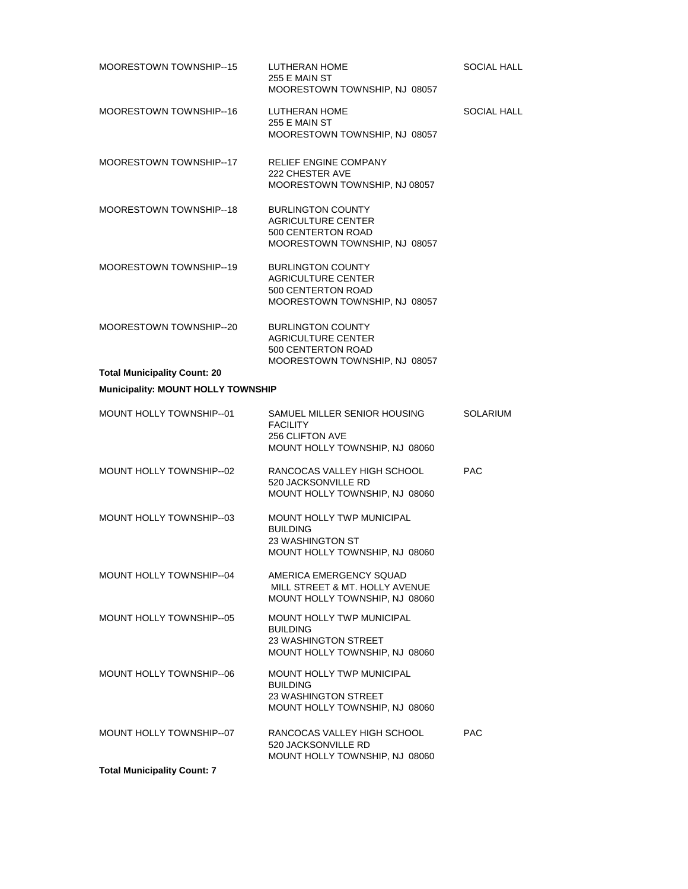| | | |
|---|---|---|
| MOORESTOWN TOWNSHIP--15 | LUTHERAN HOME<br>255 E MAIN ST<br>MOORESTOWN TOWNSHIP, NJ 08057 | SOCIAL HALL |
| MOORESTOWN TOWNSHIP--16 | LUTHERAN HOME<br>255 E MAIN ST<br>MOORESTOWN TOWNSHIP, NJ 08057 | SOCIAL HALL |
| MOORESTOWN TOWNSHIP--17 | RELIEF ENGINE COMPANY<br>222 CHESTER AVE<br>MOORESTOWN TOWNSHIP, NJ 08057 | |
| MOORESTOWN TOWNSHIP--18 | BURLINGTON COUNTY<br>AGRICULTURE CENTER<br>500 CENTERTON ROAD<br>MOORESTOWN TOWNSHIP, NJ 08057 | |
| MOORESTOWN TOWNSHIP--19 | BURLINGTON COUNTY<br>AGRICULTURE CENTER<br>500 CENTERTON ROAD<br>MOORESTOWN TOWNSHIP, NJ 08057 | |
| MOORESTOWN TOWNSHIP--20 | BURLINGTON COUNTY<br>AGRICULTURE CENTER<br>500 CENTERTON ROAD<br>MOORESTOWN TOWNSHIP, NJ 08057 | |

**Total Municipality Count: 20**

**Municipality: MOUNT HOLLY TOWNSHIP**

| | | |
|---|---|---|
| MOUNT HOLLY TOWNSHIP--01 | SAMUEL MILLER SENIOR HOUSING FACILITY<br>256 CLIFTON AVE<br>MOUNT HOLLY TOWNSHIP, NJ 08060 | SOLARIUM |
| MOUNT HOLLY TOWNSHIP--02 | RANCOCAS VALLEY HIGH SCHOOL<br>520 JACKSONVILLE RD<br>MOUNT HOLLY TOWNSHIP, NJ 08060 | PAC |
| MOUNT HOLLY TOWNSHIP--03 | MOUNT HOLLY TWP MUNICIPAL BUILDING<br>23 WASHINGTON ST<br>MOUNT HOLLY TOWNSHIP, NJ 08060 | |
| MOUNT HOLLY TOWNSHIP--04 | AMERICA EMERGENCY SQUAD<br>MILL STREET & MT. HOLLY AVENUE<br>MOUNT HOLLY TOWNSHIP, NJ 08060 | |
| MOUNT HOLLY TOWNSHIP--05 | MOUNT HOLLY TWP MUNICIPAL BUILDING<br>23 WASHINGTON STREET<br>MOUNT HOLLY TOWNSHIP, NJ 08060 | |
| MOUNT HOLLY TOWNSHIP--06 | MOUNT HOLLY TWP MUNICIPAL BUILDING<br>23 WASHINGTON STREET<br>MOUNT HOLLY TOWNSHIP, NJ 08060 | |
| MOUNT HOLLY TOWNSHIP--07 | RANCOCAS VALLEY HIGH SCHOOL<br>520 JACKSONVILLE RD<br>MOUNT HOLLY TOWNSHIP, NJ 08060 | PAC |

**Total Municipality Count: 7**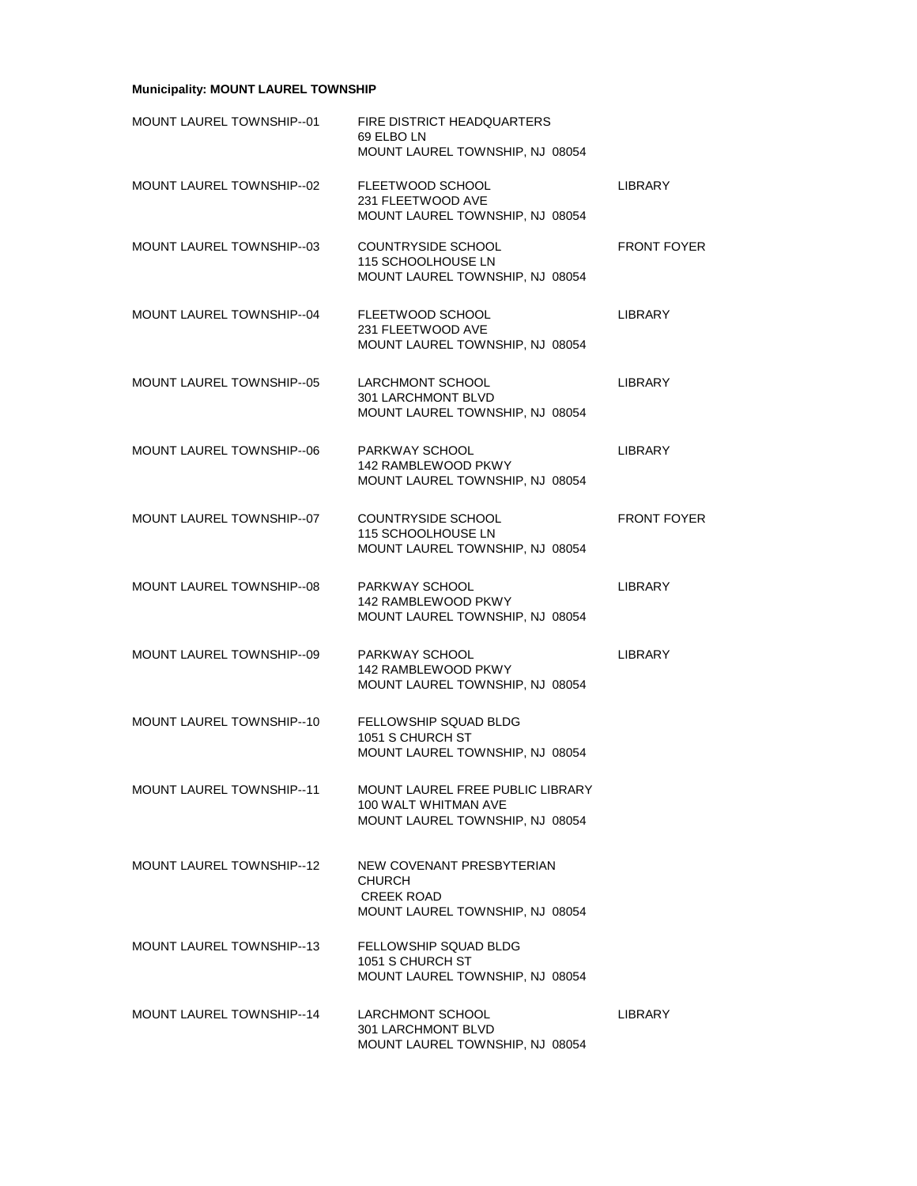**Municipality: MOUNT LAUREL TOWNSHIP**

| | | |
|---|---|---|
| MOUNT LAUREL TOWNSHIP--01 | FIRE DISTRICT HEADQUARTERS<br>69 ELBO LN<br>MOUNT LAUREL TOWNSHIP, NJ 08054 | |
| MOUNT LAUREL TOWNSHIP--02 | FLEETWOOD SCHOOL<br>231 FLEETWOOD AVE<br>MOUNT LAUREL TOWNSHIP, NJ 08054 | LIBRARY |
| MOUNT LAUREL TOWNSHIP--03 | COUNTRYSIDE SCHOOL<br>115 SCHOOLHOUSE LN<br>MOUNT LAUREL TOWNSHIP, NJ 08054 | FRONT FOYER |
| MOUNT LAUREL TOWNSHIP--04 | FLEETWOOD SCHOOL<br>231 FLEETWOOD AVE<br>MOUNT LAUREL TOWNSHIP, NJ 08054 | LIBRARY |
| MOUNT LAUREL TOWNSHIP--05 | LARCHMONT SCHOOL<br>301 LARCHMONT BLVD<br>MOUNT LAUREL TOWNSHIP, NJ 08054 | LIBRARY |
| MOUNT LAUREL TOWNSHIP--06 | PARKWAY SCHOOL<br>142 RAMBLEWOOD PKWY<br>MOUNT LAUREL TOWNSHIP, NJ 08054 | LIBRARY |
| MOUNT LAUREL TOWNSHIP--07 | COUNTRYSIDE SCHOOL<br>115 SCHOOLHOUSE LN<br>MOUNT LAUREL TOWNSHIP, NJ 08054 | FRONT FOYER |
| MOUNT LAUREL TOWNSHIP--08 | PARKWAY SCHOOL<br>142 RAMBLEWOOD PKWY<br>MOUNT LAUREL TOWNSHIP, NJ 08054 | LIBRARY |
| MOUNT LAUREL TOWNSHIP--09 | PARKWAY SCHOOL<br>142 RAMBLEWOOD PKWY<br>MOUNT LAUREL TOWNSHIP, NJ 08054 | LIBRARY |
| MOUNT LAUREL TOWNSHIP--10 | FELLOWSHIP SQUAD BLDG<br>1051 S CHURCH ST<br>MOUNT LAUREL TOWNSHIP, NJ 08054 | |
| MOUNT LAUREL TOWNSHIP--11 | MOUNT LAUREL FREE PUBLIC LIBRARY<br>100 WALT WHITMAN AVE<br>MOUNT LAUREL TOWNSHIP, NJ 08054 | |
| MOUNT LAUREL TOWNSHIP--12 | NEW COVENANT PRESBYTERIAN CHURCH<br>CREEK ROAD<br>MOUNT LAUREL TOWNSHIP, NJ 08054 | |
| MOUNT LAUREL TOWNSHIP--13 | FELLOWSHIP SQUAD BLDG<br>1051 S CHURCH ST<br>MOUNT LAUREL TOWNSHIP, NJ 08054 | |
| MOUNT LAUREL TOWNSHIP--14 | LARCHMONT SCHOOL<br>301 LARCHMONT BLVD<br>MOUNT LAUREL TOWNSHIP, NJ 08054 | LIBRARY |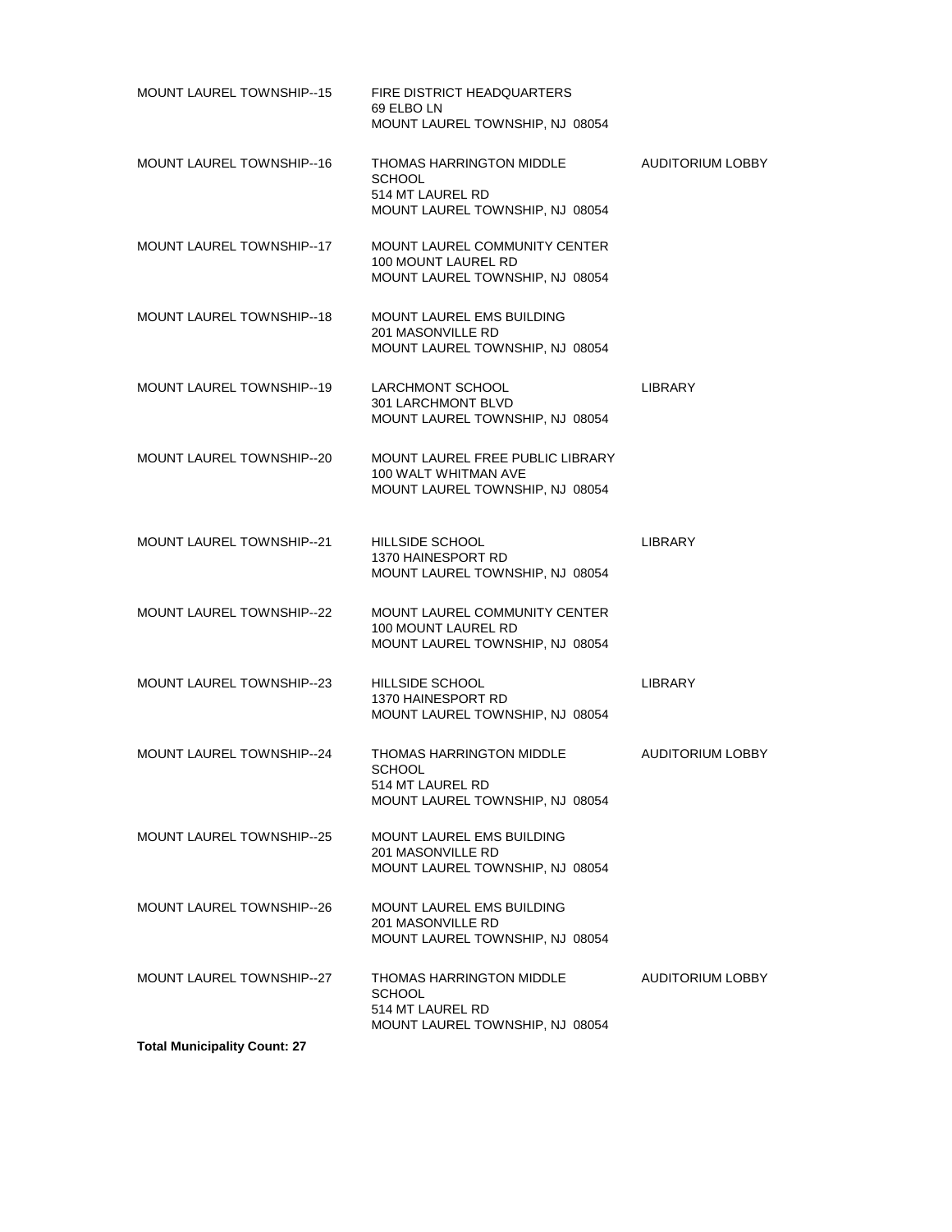| | | |
|---|---|---|
| MOUNT LAUREL TOWNSHIP--15 | FIRE DISTRICT HEADQUARTERS<br>69 ELBO LN<br>MOUNT LAUREL TOWNSHIP, NJ 08054 | |
| MOUNT LAUREL TOWNSHIP--16 | THOMAS HARRINGTON MIDDLE SCHOOL<br>514 MT LAUREL RD<br>MOUNT LAUREL TOWNSHIP, NJ 08054 | AUDITORIUM LOBBY |
| MOUNT LAUREL TOWNSHIP--17 | MOUNT LAUREL COMMUNITY CENTER<br>100 MOUNT LAUREL RD<br>MOUNT LAUREL TOWNSHIP, NJ 08054 | |
| MOUNT LAUREL TOWNSHIP--18 | MOUNT LAUREL EMS BUILDING<br>201 MASONVILLE RD<br>MOUNT LAUREL TOWNSHIP, NJ 08054 | |
| MOUNT LAUREL TOWNSHIP--19 | LARCHMONT SCHOOL<br>301 LARCHMONT BLVD<br>MOUNT LAUREL TOWNSHIP, NJ 08054 | LIBRARY |
| MOUNT LAUREL TOWNSHIP--20 | MOUNT LAUREL FREE PUBLIC LIBRARY<br>100 WALT WHITMAN AVE<br>MOUNT LAUREL TOWNSHIP, NJ 08054 | |
| MOUNT LAUREL TOWNSHIP--21 | HILLSIDE SCHOOL<br>1370 HAINESPORT RD<br>MOUNT LAUREL TOWNSHIP, NJ 08054 | LIBRARY |
| MOUNT LAUREL TOWNSHIP--22 | MOUNT LAUREL COMMUNITY CENTER<br>100 MOUNT LAUREL RD<br>MOUNT LAUREL TOWNSHIP, NJ 08054 | |
| MOUNT LAUREL TOWNSHIP--23 | HILLSIDE SCHOOL<br>1370 HAINESPORT RD<br>MOUNT LAUREL TOWNSHIP, NJ 08054 | LIBRARY |
| MOUNT LAUREL TOWNSHIP--24 | THOMAS HARRINGTON MIDDLE SCHOOL<br>514 MT LAUREL RD<br>MOUNT LAUREL TOWNSHIP, NJ 08054 | AUDITORIUM LOBBY |
| MOUNT LAUREL TOWNSHIP--25 | MOUNT LAUREL EMS BUILDING<br>201 MASONVILLE RD<br>MOUNT LAUREL TOWNSHIP, NJ 08054 | |
| MOUNT LAUREL TOWNSHIP--26 | MOUNT LAUREL EMS BUILDING<br>201 MASONVILLE RD<br>MOUNT LAUREL TOWNSHIP, NJ 08054 | |
| MOUNT LAUREL TOWNSHIP--27 | THOMAS HARRINGTON MIDDLE SCHOOL<br>514 MT LAUREL RD<br>MOUNT LAUREL TOWNSHIP, NJ 08054 | AUDITORIUM LOBBY |

**Total Municipality Count: 27**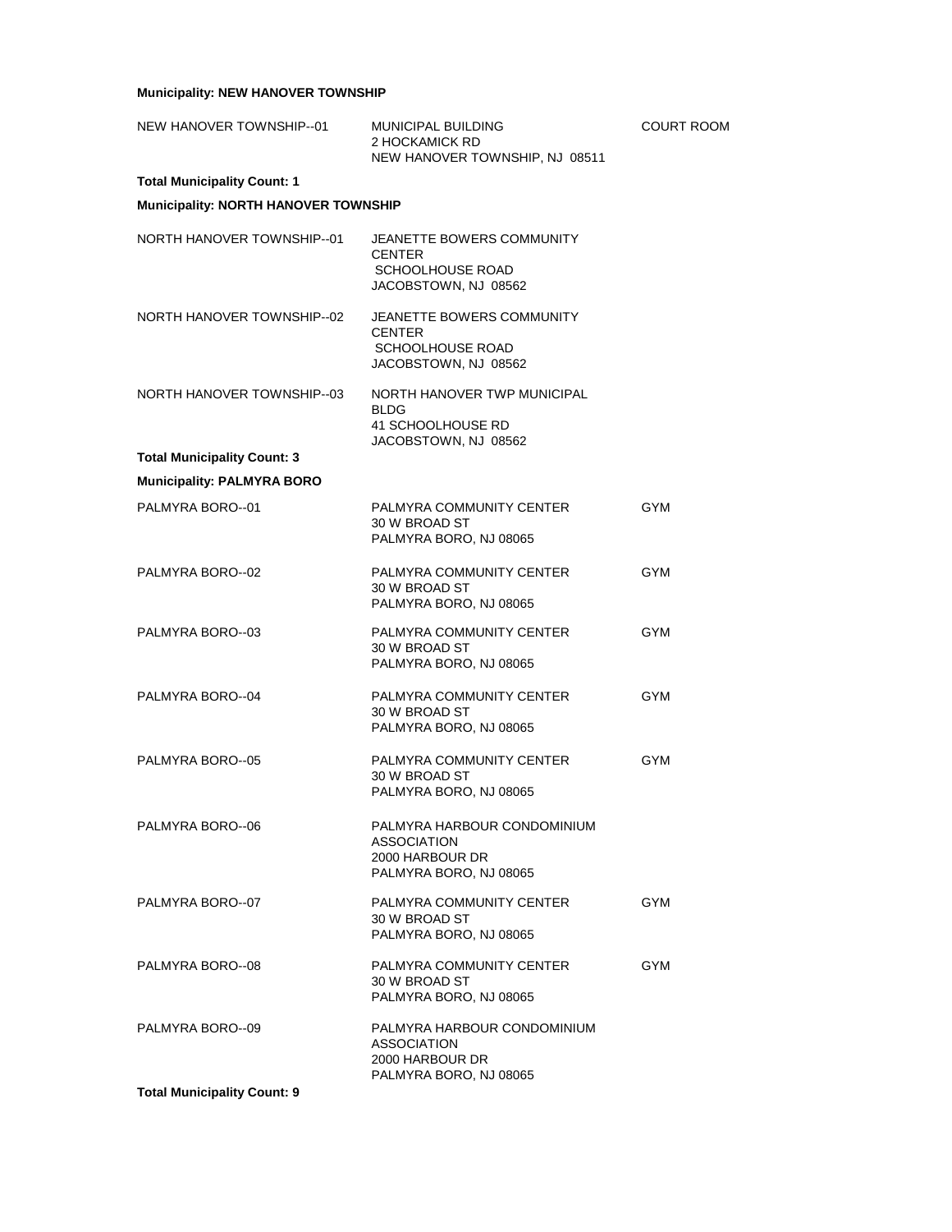**Municipality: NEW HANOVER TOWNSHIP**

| | | |
|---|---|---|
| NEW HANOVER TOWNSHIP--01 | MUNICIPAL BUILDING<br>2 HOCKAMICK RD<br>NEW HANOVER TOWNSHIP, NJ 08511 | COURT ROOM |

**Total Municipality Count: 1**

**Municipality: NORTH HANOVER TOWNSHIP**

| | | |
|---|---|---|
| NORTH HANOVER TOWNSHIP--01 | JEANETTE BOWERS COMMUNITY CENTER<br>SCHOOLHOUSE ROAD<br>JACOBSTOWN, NJ 08562 | |
| NORTH HANOVER TOWNSHIP--02 | JEANETTE BOWERS COMMUNITY CENTER<br>SCHOOLHOUSE ROAD<br>JACOBSTOWN, NJ 08562 | |
| NORTH HANOVER TOWNSHIP--03 | NORTH HANOVER TWP MUNICIPAL BLDG<br>41 SCHOOLHOUSE RD<br>JACOBSTOWN, NJ 08562 | |

**Total Municipality Count: 3**

**Municipality: PALMYRA BORO**

| | | |
|---|---|---|
| PALMYRA BORO--01 | PALMYRA COMMUNITY CENTER<br>30 W BROAD ST<br>PALMYRA BORO, NJ 08065 | GYM |
| PALMYRA BORO--02 | PALMYRA COMMUNITY CENTER<br>30 W BROAD ST<br>PALMYRA BORO, NJ 08065 | GYM |
| PALMYRA BORO--03 | PALMYRA COMMUNITY CENTER<br>30 W BROAD ST<br>PALMYRA BORO, NJ 08065 | GYM |
| PALMYRA BORO--04 | PALMYRA COMMUNITY CENTER<br>30 W BROAD ST<br>PALMYRA BORO, NJ 08065 | GYM |
| PALMYRA BORO--05 | PALMYRA COMMUNITY CENTER<br>30 W BROAD ST<br>PALMYRA BORO, NJ 08065 | GYM |
| PALMYRA BORO--06 | PALMYRA HARBOUR CONDOMINIUM ASSOCIATION<br>2000 HARBOUR DR<br>PALMYRA BORO, NJ 08065 | |
| PALMYRA BORO--07 | PALMYRA COMMUNITY CENTER<br>30 W BROAD ST<br>PALMYRA BORO, NJ 08065 | GYM |
| PALMYRA BORO--08 | PALMYRA COMMUNITY CENTER<br>30 W BROAD ST<br>PALMYRA BORO, NJ 08065 | GYM |
| PALMYRA BORO--09 | PALMYRA HARBOUR CONDOMINIUM ASSOCIATION<br>2000 HARBOUR DR<br>PALMYRA BORO, NJ 08065 | |

**Total Municipality Count: 9**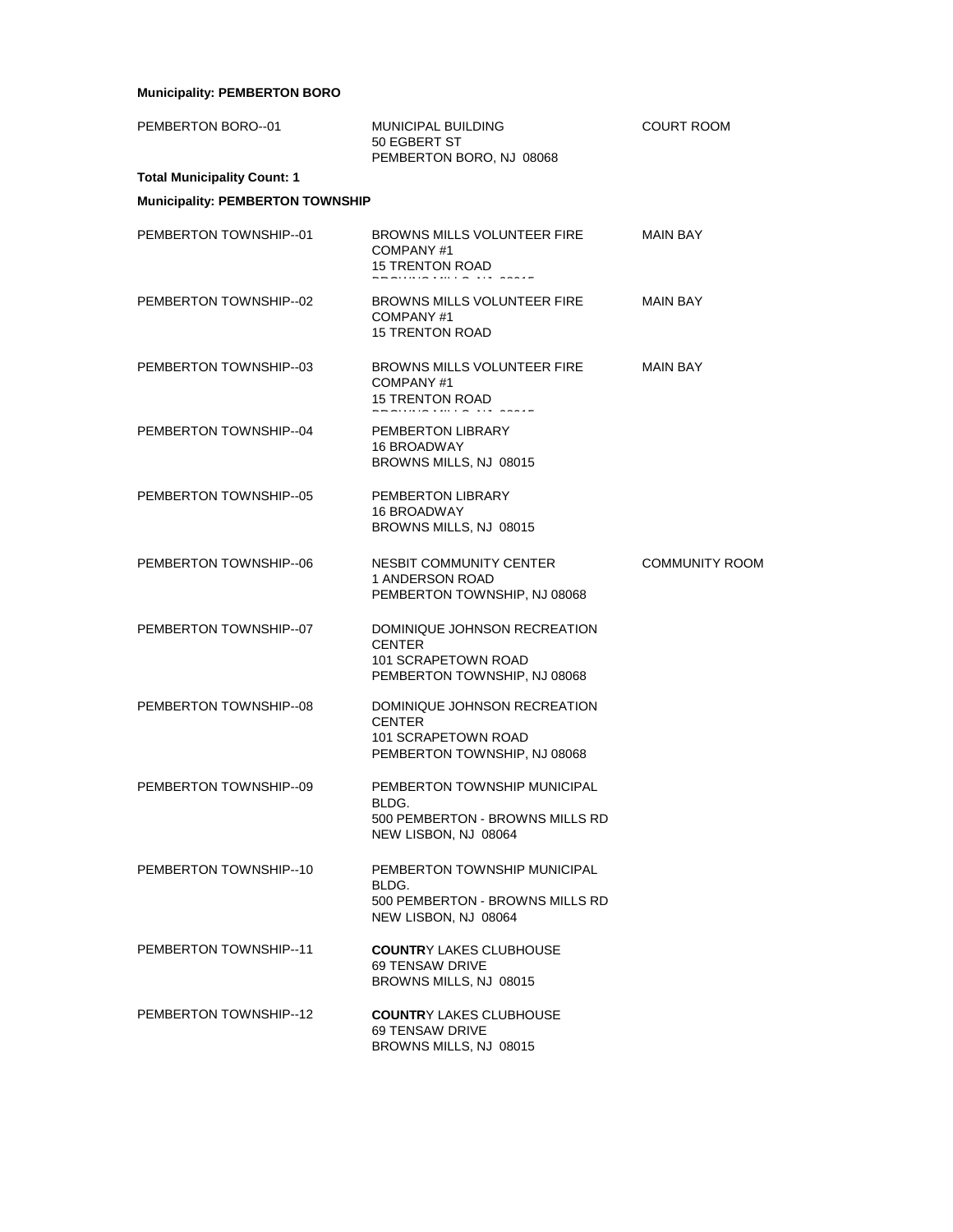**Municipality: PEMBERTON BORO**

| | | |
|---|---|---|
| PEMBERTON BORO--01 | MUNICIPAL BUILDING<br>50 EGBERT ST<br>PEMBERTON BORO, NJ 08068 | COURT ROOM |

**Total Municipality Count: 1**

**Municipality: PEMBERTON TOWNSHIP**

| | | |
|---|---|---|
| PEMBERTON TOWNSHIP--01 | BROWNS MILLS VOLUNTEER FIRE COMPANY #1<br>15 TRENTON ROAD<br>BROWNS MILLS, NJ 08015 | MAIN BAY |
| PEMBERTON TOWNSHIP--02 | BROWNS MILLS VOLUNTEER FIRE COMPANY #1<br>15 TRENTON ROAD | MAIN BAY |
| PEMBERTON TOWNSHIP--03 | BROWNS MILLS VOLUNTEER FIRE COMPANY #1<br>15 TRENTON ROAD<br>BROWNS MILLS, NJ 08015 | MAIN BAY |
| PEMBERTON TOWNSHIP--04 | PEMBERTON LIBRARY<br>16 BROADWAY<br>BROWNS MILLS, NJ 08015 | |
| PEMBERTON TOWNSHIP--05 | PEMBERTON LIBRARY<br>16 BROADWAY<br>BROWNS MILLS, NJ 08015 | |
| PEMBERTON TOWNSHIP--06 | NESBIT COMMUNITY CENTER<br>1 ANDERSON ROAD<br>PEMBERTON TOWNSHIP, NJ 08068 | COMMUNITY ROOM |
| PEMBERTON TOWNSHIP--07 | DOMINIQUE JOHNSON RECREATION CENTER<br>101 SCRAPETOWN ROAD<br>PEMBERTON TOWNSHIP, NJ 08068 | |
| PEMBERTON TOWNSHIP--08 | DOMINIQUE JOHNSON RECREATION CENTER<br>101 SCRAPETOWN ROAD<br>PEMBERTON TOWNSHIP, NJ 08068 | |
| PEMBERTON TOWNSHIP--09 | PEMBERTON TOWNSHIP MUNICIPAL BLDG.<br>500 PEMBERTON - BROWNS MILLS RD<br>NEW LISBON, NJ 08064 | |
| PEMBERTON TOWNSHIP--10 | PEMBERTON TOWNSHIP MUNICIPAL BLDG.<br>500 PEMBERTON - BROWNS MILLS RD<br>NEW LISBON, NJ 08064 | |
| PEMBERTON TOWNSHIP--11 | **COUNTR**Y LAKES CLUBHOUSE<br>69 TENSAW DRIVE<br>BROWNS MILLS, NJ 08015 | |
| PEMBERTON TOWNSHIP--12 | **COUNTR**Y LAKES CLUBHOUSE<br>69 TENSAW DRIVE<br>BROWNS MILLS, NJ 08015 | |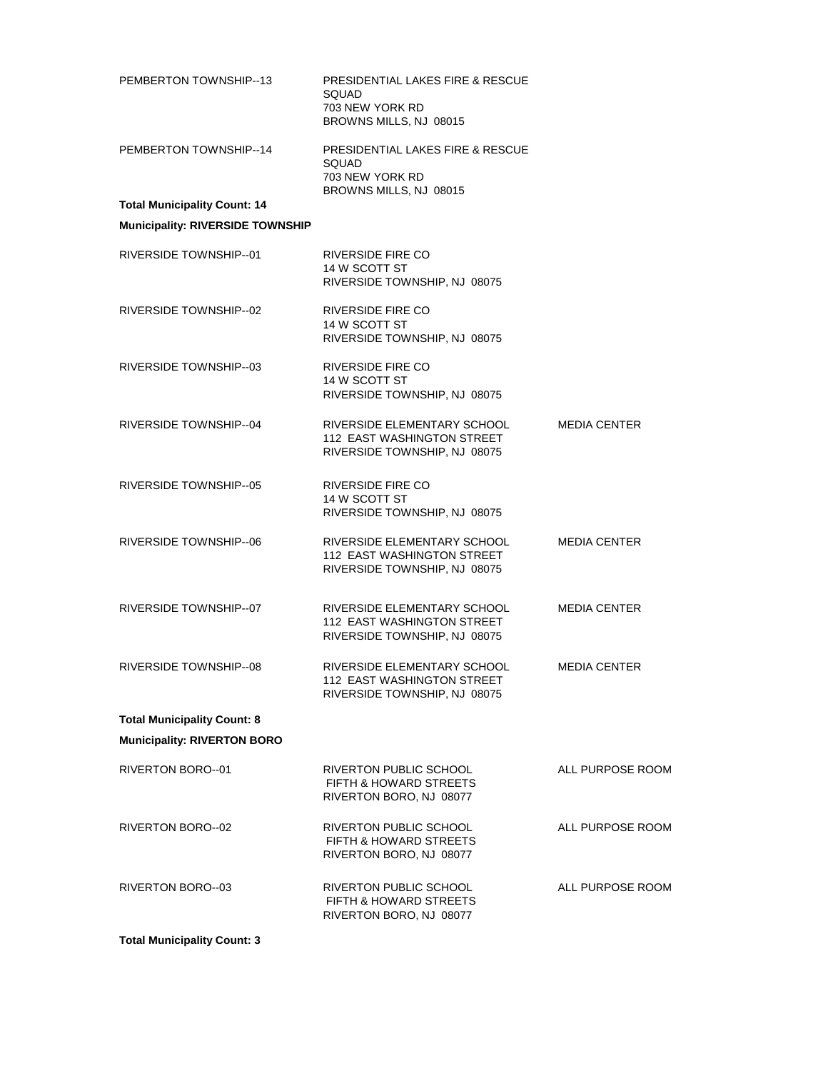| | | |
|---|---|---|
| PEMBERTON TOWNSHIP--13 | PRESIDENTIAL LAKES FIRE & RESCUE SQUAD<br>703 NEW YORK RD<br>BROWNS MILLS, NJ 08015 | |
| PEMBERTON TOWNSHIP--14 | PRESIDENTIAL LAKES FIRE & RESCUE SQUAD<br>703 NEW YORK RD<br>BROWNS MILLS, NJ 08015 | |

**Total Municipality Count: 14**

**Municipality: RIVERSIDE TOWNSHIP**

| | | |
|---|---|---|
| RIVERSIDE TOWNSHIP--01 | RIVERSIDE FIRE CO<br>14 W SCOTT ST<br>RIVERSIDE TOWNSHIP, NJ 08075 | |
| RIVERSIDE TOWNSHIP--02 | RIVERSIDE FIRE CO<br>14 W SCOTT ST<br>RIVERSIDE TOWNSHIP, NJ 08075 | |
| RIVERSIDE TOWNSHIP--03 | RIVERSIDE FIRE CO<br>14 W SCOTT ST<br>RIVERSIDE TOWNSHIP, NJ 08075 | |
| RIVERSIDE TOWNSHIP--04 | RIVERSIDE ELEMENTARY SCHOOL<br>112 EAST WASHINGTON STREET<br>RIVERSIDE TOWNSHIP, NJ 08075 | MEDIA CENTER |
| RIVERSIDE TOWNSHIP--05 | RIVERSIDE FIRE CO<br>14 W SCOTT ST<br>RIVERSIDE TOWNSHIP, NJ 08075 | |
| RIVERSIDE TOWNSHIP--06 | RIVERSIDE ELEMENTARY SCHOOL<br>112 EAST WASHINGTON STREET<br>RIVERSIDE TOWNSHIP, NJ 08075 | MEDIA CENTER |
| RIVERSIDE TOWNSHIP--07 | RIVERSIDE ELEMENTARY SCHOOL<br>112 EAST WASHINGTON STREET<br>RIVERSIDE TOWNSHIP, NJ 08075 | MEDIA CENTER |
| RIVERSIDE TOWNSHIP--08 | RIVERSIDE ELEMENTARY SCHOOL<br>112 EAST WASHINGTON STREET<br>RIVERSIDE TOWNSHIP, NJ 08075 | MEDIA CENTER |

**Total Municipality Count: 8**

**Municipality: RIVERTON BORO**

| | | |
|---|---|---|
| RIVERTON BORO--01 | RIVERTON PUBLIC SCHOOL<br>FIFTH & HOWARD STREETS<br>RIVERTON BORO, NJ 08077 | ALL PURPOSE ROOM |
| RIVERTON BORO--02 | RIVERTON PUBLIC SCHOOL<br>FIFTH & HOWARD STREETS<br>RIVERTON BORO, NJ 08077 | ALL PURPOSE ROOM |
| RIVERTON BORO--03 | RIVERTON PUBLIC SCHOOL<br>FIFTH & HOWARD STREETS<br>RIVERTON BORO, NJ 08077 | ALL PURPOSE ROOM |

**Total Municipality Count: 3**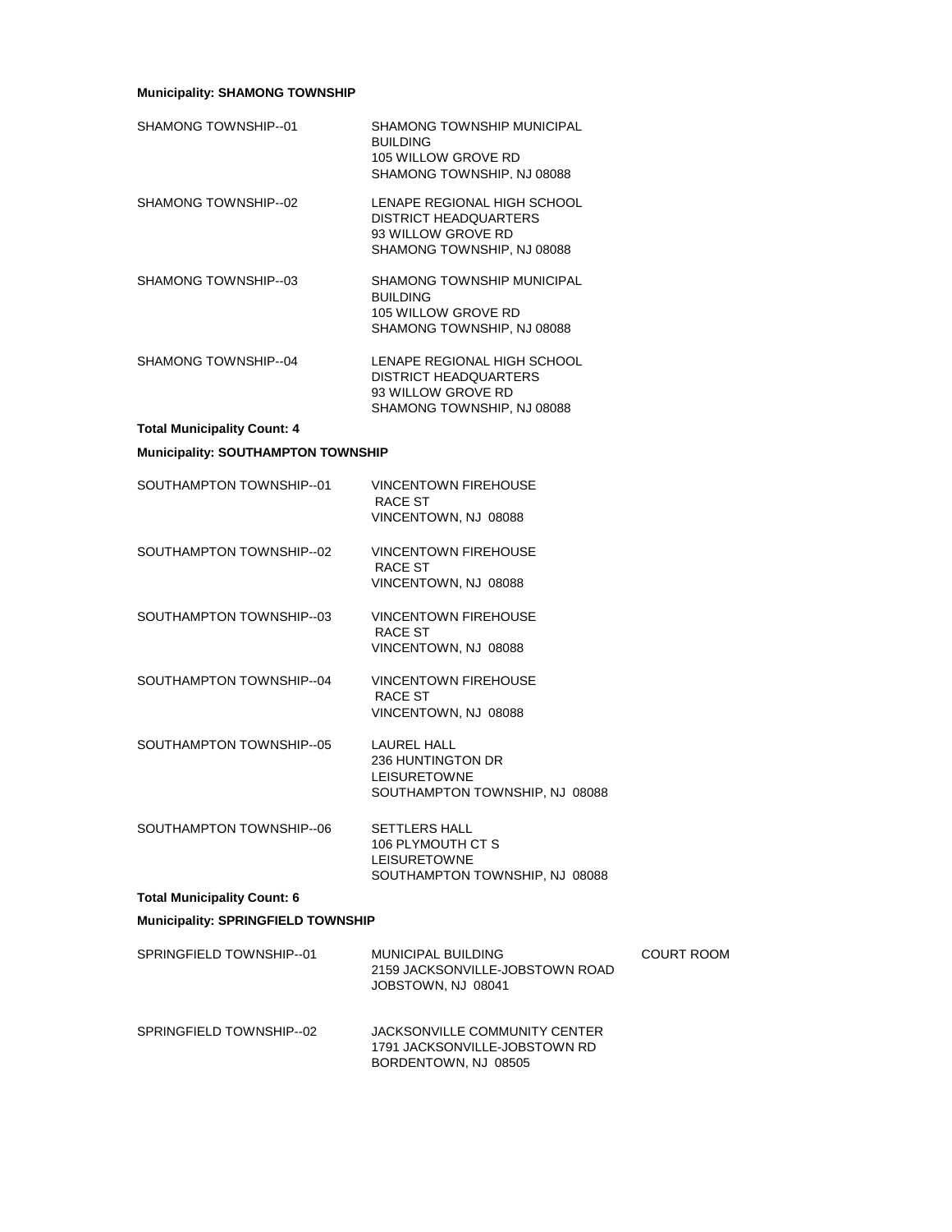**Municipality: SHAMONG TOWNSHIP**

| | | |
|---|---|---|
| SHAMONG TOWNSHIP--01 | SHAMONG TOWNSHIP MUNICIPAL BUILDING<br>105 WILLOW GROVE RD<br>SHAMONG TOWNSHIP, NJ 08088 | |
| SHAMONG TOWNSHIP--02 | LENAPE REGIONAL HIGH SCHOOL DISTRICT HEADQUARTERS<br>93 WILLOW GROVE RD<br>SHAMONG TOWNSHIP, NJ 08088 | |
| SHAMONG TOWNSHIP--03 | SHAMONG TOWNSHIP MUNICIPAL BUILDING<br>105 WILLOW GROVE RD<br>SHAMONG TOWNSHIP, NJ 08088 | |
| SHAMONG TOWNSHIP--04 | LENAPE REGIONAL HIGH SCHOOL DISTRICT HEADQUARTERS<br>93 WILLOW GROVE RD<br>SHAMONG TOWNSHIP, NJ 08088 | |

**Total Municipality Count: 4**

**Municipality: SOUTHAMPTON TOWNSHIP**

| | | |
|---|---|---|
| SOUTHAMPTON TOWNSHIP--01 | VINCENTOWN FIREHOUSE<br>RACE ST<br>VINCENTOWN, NJ 08088 | |
| SOUTHAMPTON TOWNSHIP--02 | VINCENTOWN FIREHOUSE<br>RACE ST<br>VINCENTOWN, NJ 08088 | |
| SOUTHAMPTON TOWNSHIP--03 | VINCENTOWN FIREHOUSE<br>RACE ST<br>VINCENTOWN, NJ 08088 | |
| SOUTHAMPTON TOWNSHIP--04 | VINCENTOWN FIREHOUSE<br>RACE ST<br>VINCENTOWN, NJ 08088 | |
| SOUTHAMPTON TOWNSHIP--05 | LAUREL HALL<br>236 HUNTINGTON DR<br>LEISURETOWNE<br>SOUTHAMPTON TOWNSHIP, NJ 08088 | |
| SOUTHAMPTON TOWNSHIP--06 | SETTLERS HALL<br>106 PLYMOUTH CT S<br>LEISURETOWNE<br>SOUTHAMPTON TOWNSHIP, NJ 08088 | |

**Total Municipality Count: 6**

**Municipality: SPRINGFIELD TOWNSHIP**

| | | |
|---|---|---|
| SPRINGFIELD TOWNSHIP--01 | MUNICIPAL BUILDING<br>2159 JACKSONVILLE-JOBSTOWN ROAD<br>JOBSTOWN, NJ 08041 | COURT ROOM |
| SPRINGFIELD TOWNSHIP--02 | JACKSONVILLE COMMUNITY CENTER<br>1791 JACKSONVILLE-JOBSTOWN RD<br>BORDENTOWN, NJ 08505 | |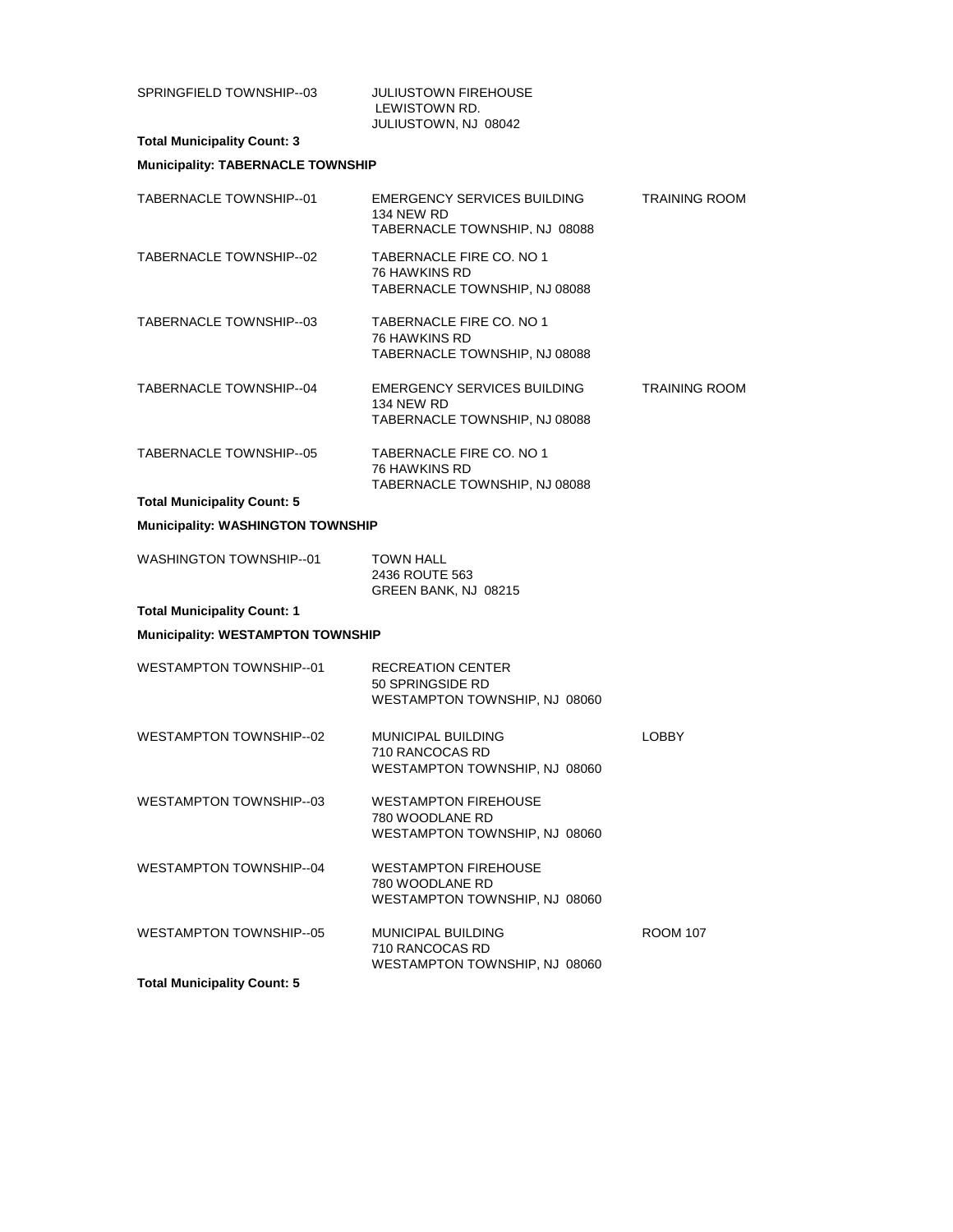| | | |
|---|---|---|
| SPRINGFIELD TOWNSHIP--03 | JULIUSTOWN FIREHOUSE<br>LEWISTOWN RD.<br>JULIUSTOWN, NJ 08042 | |

**Total Municipality Count: 3**

**Municipality: TABERNACLE TOWNSHIP**

| | | |
|---|---|---|
| TABERNACLE TOWNSHIP--01 | EMERGENCY SERVICES BUILDING<br>134 NEW RD<br>TABERNACLE TOWNSHIP, NJ 08088 | TRAINING ROOM |
| TABERNACLE TOWNSHIP--02 | TABERNACLE FIRE CO. NO 1<br>76 HAWKINS RD<br>TABERNACLE TOWNSHIP, NJ 08088 | |
| TABERNACLE TOWNSHIP--03 | TABERNACLE FIRE CO. NO 1<br>76 HAWKINS RD<br>TABERNACLE TOWNSHIP, NJ 08088 | |
| TABERNACLE TOWNSHIP--04 | EMERGENCY SERVICES BUILDING<br>134 NEW RD<br>TABERNACLE TOWNSHIP, NJ 08088 | TRAINING ROOM |
| TABERNACLE TOWNSHIP--05 | TABERNACLE FIRE CO. NO 1<br>76 HAWKINS RD<br>TABERNACLE TOWNSHIP, NJ 08088 | |

**Total Municipality Count: 5**

**Municipality: WASHINGTON TOWNSHIP**

| | | |
|---|---|---|
| WASHINGTON TOWNSHIP--01 | TOWN HALL<br>2436 ROUTE 563<br>GREEN BANK, NJ 08215 | |

**Total Municipality Count: 1**

**Municipality: WESTAMPTON TOWNSHIP**

| | | |
|---|---|---|
| WESTAMPTON TOWNSHIP--01 | RECREATION CENTER<br>50 SPRINGSIDE RD<br>WESTAMPTON TOWNSHIP, NJ 08060 | |
| WESTAMPTON TOWNSHIP--02 | MUNICIPAL BUILDING<br>710 RANCOCAS RD<br>WESTAMPTON TOWNSHIP, NJ 08060 | LOBBY |
| WESTAMPTON TOWNSHIP--03 | WESTAMPTON FIREHOUSE<br>780 WOODLANE RD<br>WESTAMPTON TOWNSHIP, NJ 08060 | |
| WESTAMPTON TOWNSHIP--04 | WESTAMPTON FIREHOUSE<br>780 WOODLANE RD<br>WESTAMPTON TOWNSHIP, NJ 08060 | |
| WESTAMPTON TOWNSHIP--05 | MUNICIPAL BUILDING<br>710 RANCOCAS RD<br>WESTAMPTON TOWNSHIP, NJ 08060 | ROOM 107 |

**Total Municipality Count: 5**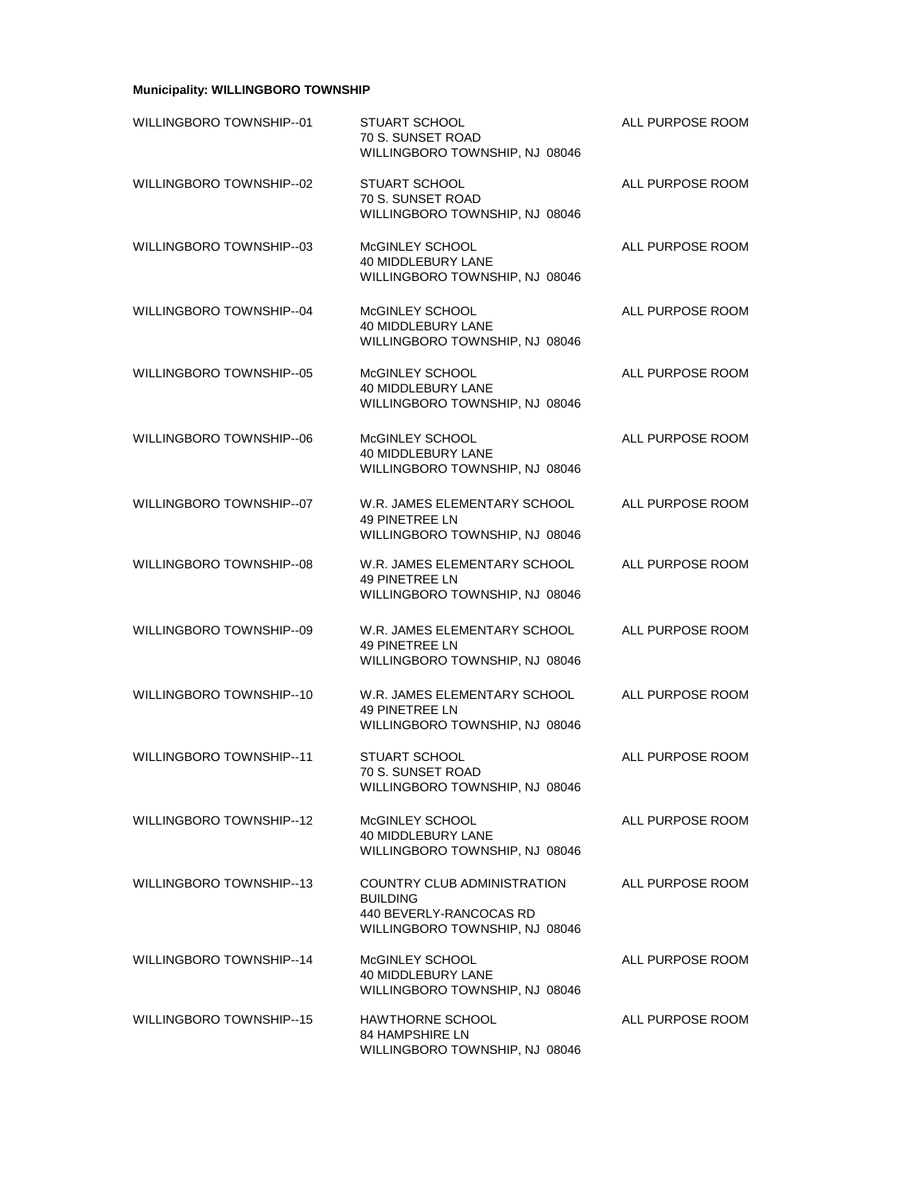**Municipality: WILLINGBORO TOWNSHIP**

| | | |
|---|---|---|
| WILLINGBORO TOWNSHIP--01 | STUART SCHOOL<br>70 S. SUNSET ROAD<br>WILLINGBORO TOWNSHIP, NJ 08046 | ALL PURPOSE ROOM |
| WILLINGBORO TOWNSHIP--02 | STUART SCHOOL<br>70 S. SUNSET ROAD<br>WILLINGBORO TOWNSHIP, NJ 08046 | ALL PURPOSE ROOM |
| WILLINGBORO TOWNSHIP--03 | McGINLEY SCHOOL<br>40 MIDDLEBURY LANE<br>WILLINGBORO TOWNSHIP, NJ 08046 | ALL PURPOSE ROOM |
| WILLINGBORO TOWNSHIP--04 | McGINLEY SCHOOL<br>40 MIDDLEBURY LANE<br>WILLINGBORO TOWNSHIP, NJ 08046 | ALL PURPOSE ROOM |
| WILLINGBORO TOWNSHIP--05 | McGINLEY SCHOOL<br>40 MIDDLEBURY LANE<br>WILLINGBORO TOWNSHIP, NJ 08046 | ALL PURPOSE ROOM |
| WILLINGBORO TOWNSHIP--06 | McGINLEY SCHOOL<br>40 MIDDLEBURY LANE<br>WILLINGBORO TOWNSHIP, NJ 08046 | ALL PURPOSE ROOM |
| WILLINGBORO TOWNSHIP--07 | W.R. JAMES ELEMENTARY SCHOOL<br>49 PINETREE LN<br>WILLINGBORO TOWNSHIP, NJ 08046 | ALL PURPOSE ROOM |
| WILLINGBORO TOWNSHIP--08 | W.R. JAMES ELEMENTARY SCHOOL<br>49 PINETREE LN<br>WILLINGBORO TOWNSHIP, NJ 08046 | ALL PURPOSE ROOM |
| WILLINGBORO TOWNSHIP--09 | W.R. JAMES ELEMENTARY SCHOOL<br>49 PINETREE LN<br>WILLINGBORO TOWNSHIP, NJ 08046 | ALL PURPOSE ROOM |
| WILLINGBORO TOWNSHIP--10 | W.R. JAMES ELEMENTARY SCHOOL<br>49 PINETREE LN<br>WILLINGBORO TOWNSHIP, NJ 08046 | ALL PURPOSE ROOM |
| WILLINGBORO TOWNSHIP--11 | STUART SCHOOL<br>70 S. SUNSET ROAD<br>WILLINGBORO TOWNSHIP, NJ 08046 | ALL PURPOSE ROOM |
| WILLINGBORO TOWNSHIP--12 | McGINLEY SCHOOL<br>40 MIDDLEBURY LANE<br>WILLINGBORO TOWNSHIP, NJ 08046 | ALL PURPOSE ROOM |
| WILLINGBORO TOWNSHIP--13 | COUNTRY CLUB ADMINISTRATION BUILDING<br>440 BEVERLY-RANCOCAS RD<br>WILLINGBORO TOWNSHIP, NJ 08046 | ALL PURPOSE ROOM |
| WILLINGBORO TOWNSHIP--14 | McGINLEY SCHOOL<br>40 MIDDLEBURY LANE<br>WILLINGBORO TOWNSHIP, NJ 08046 | ALL PURPOSE ROOM |
| WILLINGBORO TOWNSHIP--15 | HAWTHORNE SCHOOL<br>84 HAMPSHIRE LN<br>WILLINGBORO TOWNSHIP, NJ 08046 | ALL PURPOSE ROOM |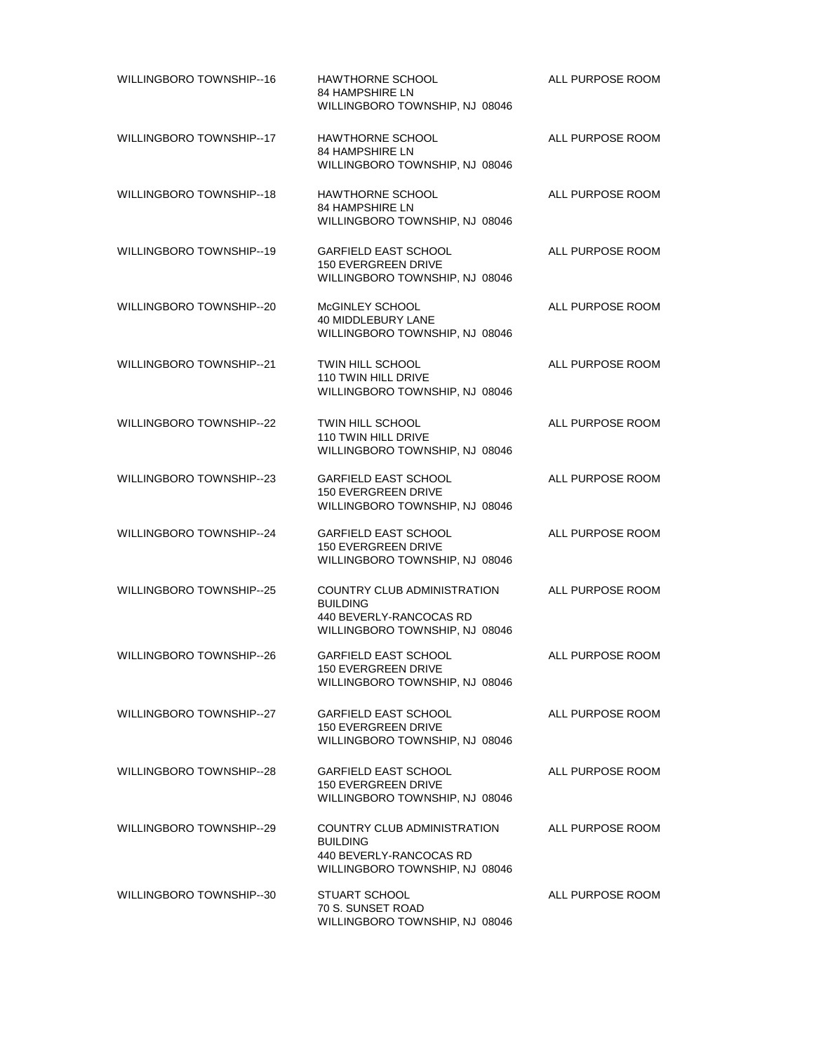| | | |
|---|---|---|
| WILLINGBORO TOWNSHIP--16 | HAWTHORNE SCHOOL<br>84 HAMPSHIRE LN<br>WILLINGBORO TOWNSHIP, NJ 08046 | ALL PURPOSE ROOM |
| WILLINGBORO TOWNSHIP--17 | HAWTHORNE SCHOOL<br>84 HAMPSHIRE LN<br>WILLINGBORO TOWNSHIP, NJ 08046 | ALL PURPOSE ROOM |
| WILLINGBORO TOWNSHIP--18 | HAWTHORNE SCHOOL<br>84 HAMPSHIRE LN<br>WILLINGBORO TOWNSHIP, NJ 08046 | ALL PURPOSE ROOM |
| WILLINGBORO TOWNSHIP--19 | GARFIELD EAST SCHOOL<br>150 EVERGREEN DRIVE<br>WILLINGBORO TOWNSHIP, NJ 08046 | ALL PURPOSE ROOM |
| WILLINGBORO TOWNSHIP--20 | McGINLEY SCHOOL<br>40 MIDDLEBURY LANE<br>WILLINGBORO TOWNSHIP, NJ 08046 | ALL PURPOSE ROOM |
| WILLINGBORO TOWNSHIP--21 | TWIN HILL SCHOOL<br>110 TWIN HILL DRIVE<br>WILLINGBORO TOWNSHIP, NJ 08046 | ALL PURPOSE ROOM |
| WILLINGBORO TOWNSHIP--22 | TWIN HILL SCHOOL<br>110 TWIN HILL DRIVE<br>WILLINGBORO TOWNSHIP, NJ 08046 | ALL PURPOSE ROOM |
| WILLINGBORO TOWNSHIP--23 | GARFIELD EAST SCHOOL<br>150 EVERGREEN DRIVE<br>WILLINGBORO TOWNSHIP, NJ 08046 | ALL PURPOSE ROOM |
| WILLINGBORO TOWNSHIP--24 | GARFIELD EAST SCHOOL<br>150 EVERGREEN DRIVE<br>WILLINGBORO TOWNSHIP, NJ 08046 | ALL PURPOSE ROOM |
| WILLINGBORO TOWNSHIP--25 | COUNTRY CLUB ADMINISTRATION BUILDING<br>440 BEVERLY-RANCOCAS RD<br>WILLINGBORO TOWNSHIP, NJ 08046 | ALL PURPOSE ROOM |
| WILLINGBORO TOWNSHIP--26 | GARFIELD EAST SCHOOL<br>150 EVERGREEN DRIVE<br>WILLINGBORO TOWNSHIP, NJ 08046 | ALL PURPOSE ROOM |
| WILLINGBORO TOWNSHIP--27 | GARFIELD EAST SCHOOL<br>150 EVERGREEN DRIVE<br>WILLINGBORO TOWNSHIP, NJ 08046 | ALL PURPOSE ROOM |
| WILLINGBORO TOWNSHIP--28 | GARFIELD EAST SCHOOL<br>150 EVERGREEN DRIVE<br>WILLINGBORO TOWNSHIP, NJ 08046 | ALL PURPOSE ROOM |
| WILLINGBORO TOWNSHIP--29 | COUNTRY CLUB ADMINISTRATION BUILDING<br>440 BEVERLY-RANCOCAS RD<br>WILLINGBORO TOWNSHIP, NJ 08046 | ALL PURPOSE ROOM |
| WILLINGBORO TOWNSHIP--30 | STUART SCHOOL<br>70 S. SUNSET ROAD<br>WILLINGBORO TOWNSHIP, NJ 08046 | ALL PURPOSE ROOM |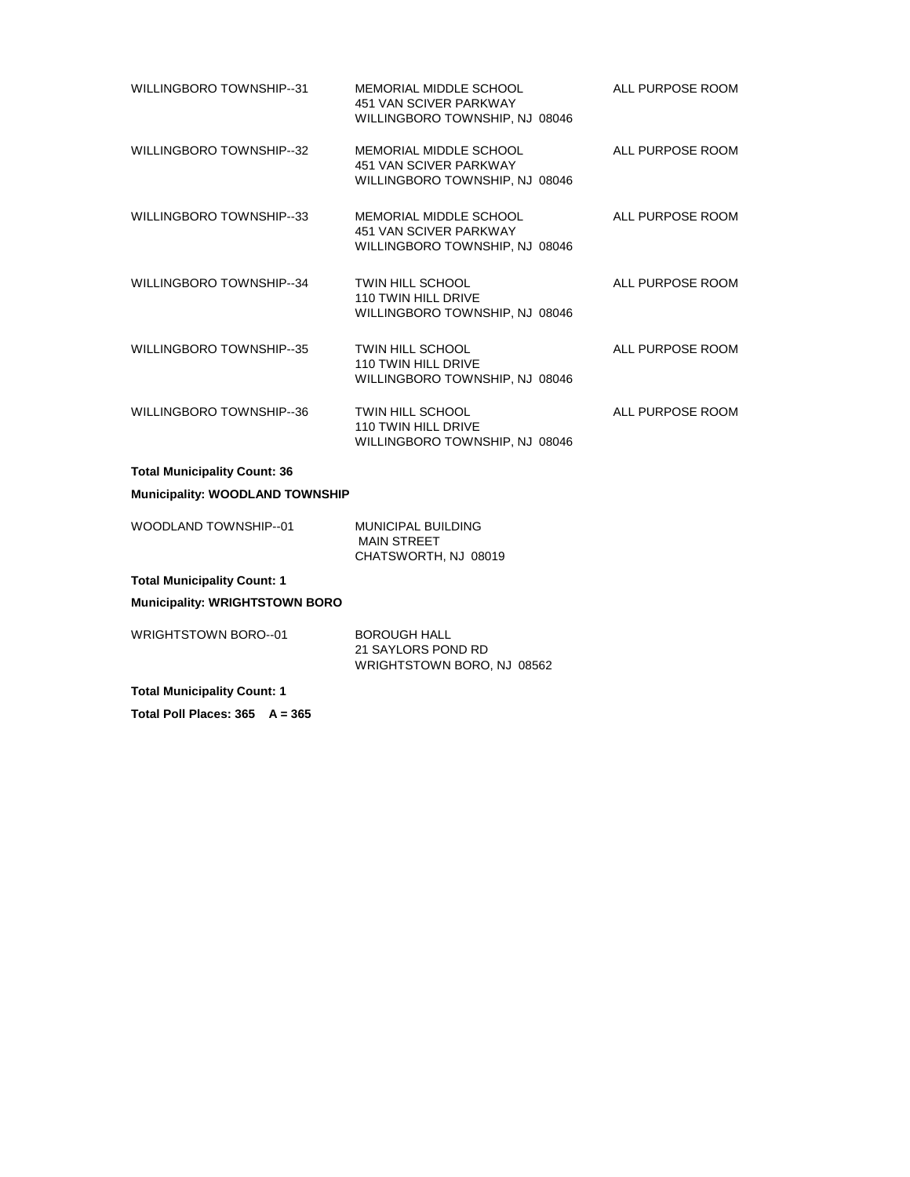| | | |
|---|---|---|
| WILLINGBORO TOWNSHIP--31 | MEMORIAL MIDDLE SCHOOL<br>451 VAN SCIVER PARKWAY<br>WILLINGBORO TOWNSHIP, NJ 08046 | ALL PURPOSE ROOM |
| WILLINGBORO TOWNSHIP--32 | MEMORIAL MIDDLE SCHOOL<br>451 VAN SCIVER PARKWAY<br>WILLINGBORO TOWNSHIP, NJ 08046 | ALL PURPOSE ROOM |
| WILLINGBORO TOWNSHIP--33 | MEMORIAL MIDDLE SCHOOL<br>451 VAN SCIVER PARKWAY<br>WILLINGBORO TOWNSHIP, NJ 08046 | ALL PURPOSE ROOM |
| WILLINGBORO TOWNSHIP--34 | TWIN HILL SCHOOL<br>110 TWIN HILL DRIVE<br>WILLINGBORO TOWNSHIP, NJ 08046 | ALL PURPOSE ROOM |
| WILLINGBORO TOWNSHIP--35 | TWIN HILL SCHOOL<br>110 TWIN HILL DRIVE<br>WILLINGBORO TOWNSHIP, NJ 08046 | ALL PURPOSE ROOM |
| WILLINGBORO TOWNSHIP--36 | TWIN HILL SCHOOL<br>110 TWIN HILL DRIVE<br>WILLINGBORO TOWNSHIP, NJ 08046 | ALL PURPOSE ROOM |

**Total Municipality Count: 36**

**Municipality: WOODLAND TOWNSHIP**

| | | |
|---|---|---|
| WOODLAND TOWNSHIP--01 | MUNICIPAL BUILDING<br>MAIN STREET<br>CHATSWORTH, NJ 08019 | |

**Total Municipality Count: 1**

**Municipality: WRIGHTSTOWN BORO**

| | | |
|---|---|---|
| WRIGHTSTOWN BORO--01 | BOROUGH HALL<br>21 SAYLORS POND RD<br>WRIGHTSTOWN BORO, NJ 08562 | |

**Total Municipality Count: 1**

**Total Poll Places: 365 A = 365**